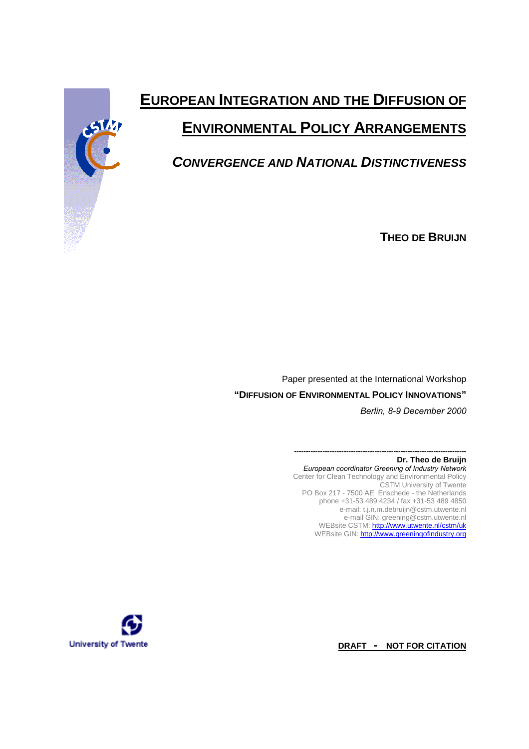# European Integration and the Diffusion of Environmental Policy Arrangements

## *Convergence and National Distinctiveness*

**Theo de Bruijn**

Paper presented at the International Workshop

**"Diffusion of Environmental Policy Innovations"**

*Berlin, 8-9 December 2000*

---

**Dr. Theo de Bruijn**
*European coordinator Greening of Industry Network*
Center for Clean Technology and Environmental Policy
CSTM University of Twente
PO Box 217 - 7500 AE Enschede - the Netherlands
phone +31-53 489 4234 / fax +31-53 489 4850
e-mail: t.j.n.m.debruijn@cstm.utwente.nl
e-mail GIN: greening@cstm.utwente.nl
WEBsite CSTM: http://www.utwente.nl/cstm/uk
WEBsite GIN: http://www.greeningofindustry.org

University of Twente

**DRAFT - NOT FOR CITATION**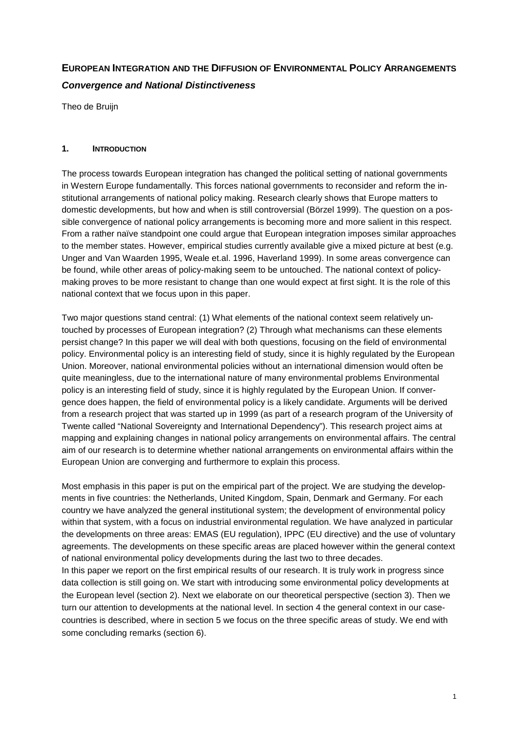# European Integration and the Diffusion of Environmental Policy Arrangements

## *Convergence and National Distinctiveness*

Theo de Bruijn

### 1. Introduction

The process towards European integration has changed the political setting of national governments in Western Europe fundamentally. This forces national governments to reconsider and reform the institutional arrangements of national policy making. Research clearly shows that Europe matters to domestic developments, but how and when is still controversial (Börzel 1999). The question on a possible convergence of national policy arrangements is becoming more and more salient in this respect. From a rather naïve standpoint one could argue that European integration imposes similar approaches to the member states. However, empirical studies currently available give a mixed picture at best (e.g. Unger and Van Waarden 1995, Weale et.al. 1996, Haverland 1999). In some areas convergence can be found, while other areas of policy-making seem to be untouched. The national context of policy-making proves to be more resistant to change than one would expect at first sight. It is the role of this national context that we focus upon in this paper.

Two major questions stand central: (1) What elements of the national context seem relatively untouched by processes of European integration? (2) Through what mechanisms can these elements persist change? In this paper we will deal with both questions, focusing on the field of environmental policy. Environmental policy is an interesting field of study, since it is highly regulated by the European Union. Moreover, national environmental policies without an international dimension would often be quite meaningless, due to the international nature of many environmental problems Environmental policy is an interesting field of study, since it is highly regulated by the European Union. If convergence does happen, the field of environmental policy is a likely candidate. Arguments will be derived from a research project that was started up in 1999 (as part of a research program of the University of Twente called "National Sovereignty and International Dependency"). This research project aims at mapping and explaining changes in national policy arrangements on environmental affairs. The central aim of our research is to determine whether national arrangements on environmental affairs within the European Union are converging and furthermore to explain this process.

Most emphasis in this paper is put on the empirical part of the project. We are studying the developments in five countries: the Netherlands, United Kingdom, Spain, Denmark and Germany. For each country we have analyzed the general institutional system; the development of environmental policy within that system, with a focus on industrial environmental regulation. We have analyzed in particular the developments on three areas: EMAS (EU regulation), IPPC (EU directive) and the use of voluntary agreements. The developments on these specific areas are placed however within the general context of national environmental policy developments during the last two to three decades.
In this paper we report on the first empirical results of our research. It is truly work in progress since data collection is still going on. We start with introducing some environmental policy developments at the European level (section 2). Next we elaborate on our theoretical perspective (section 3). Then we turn our attention to developments at the national level. In section 4 the general context in our case-countries is described, where in section 5 we focus on the three specific areas of study. We end with some concluding remarks (section 6).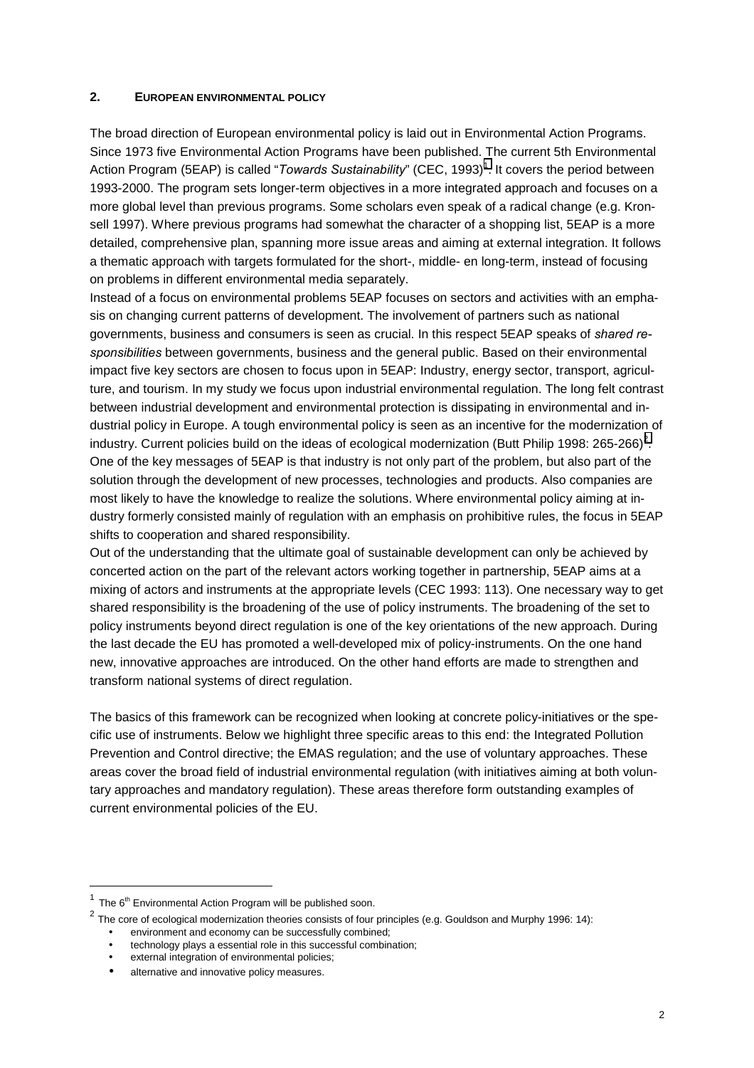## 2. EUROPEAN ENVIRONMENTAL POLICY

The broad direction of European environmental policy is laid out in Environmental Action Programs. Since 1973 five Environmental Action Programs have been published. The current 5th Environmental Action Program (5EAP) is called "*Towards Sustainability*" (CEC, 1993)[1]. It covers the period between 1993-2000. The program sets longer-term objectives in a more integrated approach and focuses on a more global level than previous programs. Some scholars even speak of a radical change (e.g. Kronsell 1997). Where previous programs had somewhat the character of a shopping list, 5EAP is a more detailed, comprehensive plan, spanning more issue areas and aiming at external integration. It follows a thematic approach with targets formulated for the short-, middle- en long-term, instead of focusing on problems in different environmental media separately.

Instead of a focus on environmental problems 5EAP focuses on sectors and activities with an emphasis on changing current patterns of development. The involvement of partners such as national governments, business and consumers is seen as crucial. In this respect 5EAP speaks of *shared responsibilities* between governments, business and the general public. Based on their environmental impact five key sectors are chosen to focus upon in 5EAP: Industry, energy sector, transport, agriculture, and tourism. In my study we focus upon industrial environmental regulation. The long felt contrast between industrial development and environmental protection is dissipating in environmental and industrial policy in Europe. A tough environmental policy is seen as an incentive for the modernization of industry. Current policies build on the ideas of ecological modernization (Butt Philip 1998: 265-266)[2]. One of the key messages of 5EAP is that industry is not only part of the problem, but also part of the solution through the development of new processes, technologies and products. Also companies are most likely to have the knowledge to realize the solutions. Where environmental policy aiming at industry formerly consisted mainly of regulation with an emphasis on prohibitive rules, the focus in 5EAP shifts to cooperation and shared responsibility.

Out of the understanding that the ultimate goal of sustainable development can only be achieved by concerted action on the part of the relevant actors working together in partnership, 5EAP aims at a mixing of actors and instruments at the appropriate levels (CEC 1993: 113). One necessary way to get shared responsibility is the broadening of the use of policy instruments. The broadening of the set to policy instruments beyond direct regulation is one of the key orientations of the new approach. During the last decade the EU has promoted a well-developed mix of policy-instruments. On the one hand new, innovative approaches are introduced. On the other hand efforts are made to strengthen and transform national systems of direct regulation.

The basics of this framework can be recognized when looking at concrete policy-initiatives or the specific use of instruments. Below we highlight three specific areas to this end: the Integrated Pollution Prevention and Control directive; the EMAS regulation; and the use of voluntary approaches. These areas cover the broad field of industrial environmental regulation (with initiatives aiming at both voluntary approaches and mandatory regulation). These areas therefore form outstanding examples of current environmental policies of the EU.

---

[1] The 6th Environmental Action Program will be published soon.

[2] The core of ecological modernization theories consists of four principles (e.g. Gouldson and Murphy 1996: 14):

- environment and economy can be successfully combined;
- technology plays a essential role in this successful combination;
- external integration of environmental policies;
- alternative and innovative policy measures.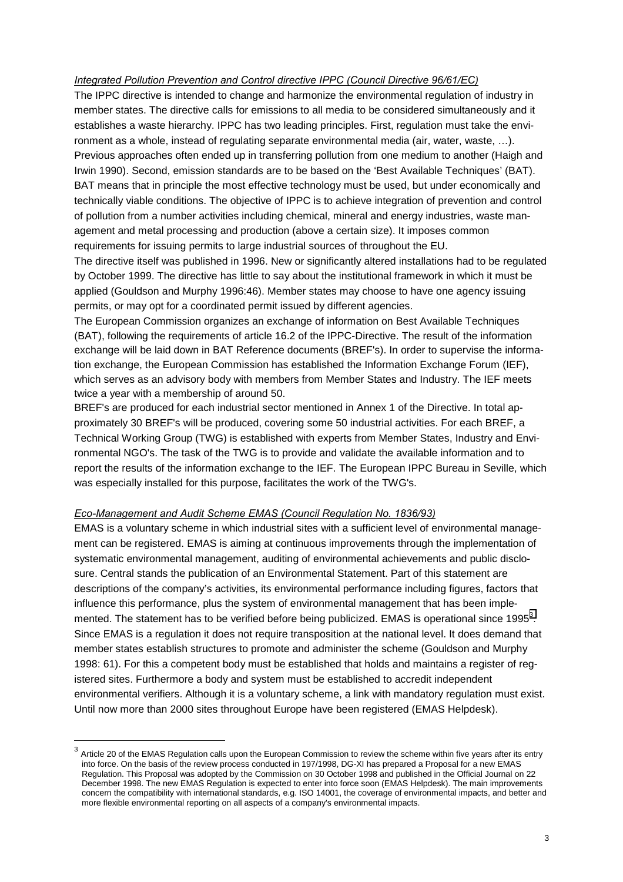*Integrated Pollution Prevention and Control directive IPPC (Council Directive 96/61/EC)*

The IPPC directive is intended to change and harmonize the environmental regulation of industry in member states. The directive calls for emissions to all media to be considered simultaneously and it establishes a waste hierarchy. IPPC has two leading principles. First, regulation must take the environment as a whole, instead of regulating separate environmental media (air, water, waste, …). Previous approaches often ended up in transferring pollution from one medium to another (Haigh and Irwin 1990). Second, emission standards are to be based on the 'Best Available Techniques' (BAT). BAT means that in principle the most effective technology must be used, but under economically and technically viable conditions. The objective of IPPC is to achieve integration of prevention and control of pollution from a number activities including chemical, mineral and energy industries, waste management and metal processing and production (above a certain size). It imposes common requirements for issuing permits to large industrial sources of throughout the EU.

The directive itself was published in 1996. New or significantly altered installations had to be regulated by October 1999. The directive has little to say about the institutional framework in which it must be applied (Gouldson and Murphy 1996:46). Member states may choose to have one agency issuing permits, or may opt for a coordinated permit issued by different agencies.

The European Commission organizes an exchange of information on Best Available Techniques (BAT), following the requirements of article 16.2 of the IPPC-Directive. The result of the information exchange will be laid down in BAT Reference documents (BREF's). In order to supervise the information exchange, the European Commission has established the Information Exchange Forum (IEF), which serves as an advisory body with members from Member States and Industry. The IEF meets twice a year with a membership of around 50.

BREF's are produced for each industrial sector mentioned in Annex 1 of the Directive. In total approximately 30 BREF's will be produced, covering some 50 industrial activities. For each BREF, a Technical Working Group (TWG) is established with experts from Member States, Industry and Environmental NGO's. The task of the TWG is to provide and validate the available information and to report the results of the information exchange to the IEF. The European IPPC Bureau in Seville, which was especially installed for this purpose, facilitates the work of the TWG's.

*Eco-Management and Audit Scheme EMAS (Council Regulation No. 1836/93)*

EMAS is a voluntary scheme in which industrial sites with a sufficient level of environmental management can be registered. EMAS is aiming at continuous improvements through the implementation of systematic environmental management, auditing of environmental achievements and public disclosure. Central stands the publication of an Environmental Statement. Part of this statement are descriptions of the company's activities, its environmental performance including figures, factors that influence this performance, plus the system of environmental management that has been implemented. The statement has to be verified before being publicized. EMAS is operational since 1995[3]. Since EMAS is a regulation it does not require transposition at the national level. It does demand that member states establish structures to promote and administer the scheme (Gouldson and Murphy 1998: 61). For this a competent body must be established that holds and maintains a register of registered sites. Furthermore a body and system must be established to accredit independent environmental verifiers. Although it is a voluntary scheme, a link with mandatory regulation must exist. Until now more than 2000 sites throughout Europe have been registered (EMAS Helpdesk).

[3] Article 20 of the EMAS Regulation calls upon the European Commission to review the scheme within five years after its entry into force. On the basis of the review process conducted in 197/1998, DG-XI has prepared a Proposal for a new EMAS Regulation. This Proposal was adopted by the Commission on 30 October 1998 and published in the Official Journal on 22 December 1998. The new EMAS Regulation is expected to enter into force soon (EMAS Helpdesk). The main improvements concern the compatibility with international standards, e.g. ISO 14001, the coverage of environmental impacts, and better and more flexible environmental reporting on all aspects of a company's environmental impacts.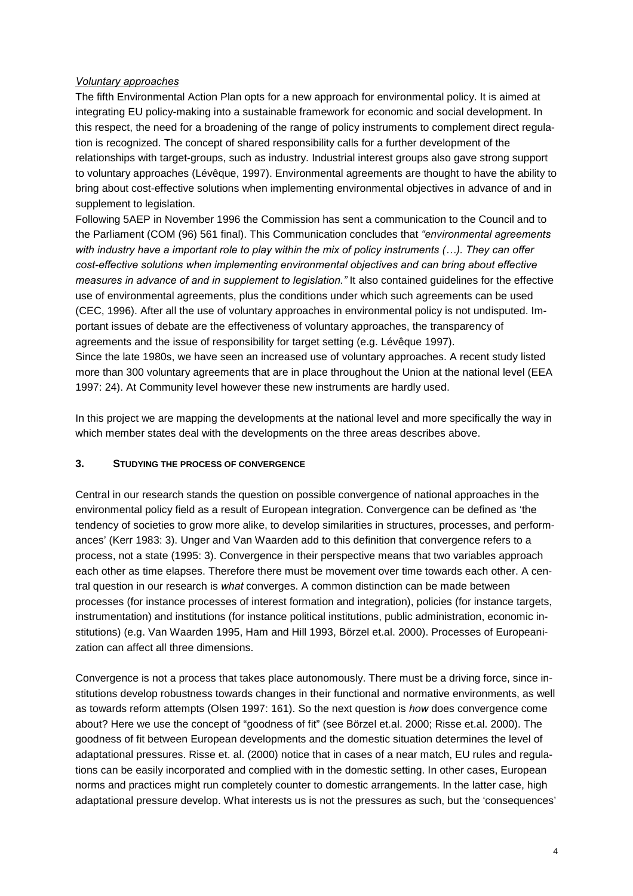*Voluntary approaches*

The fifth Environmental Action Plan opts for a new approach for environmental policy. It is aimed at integrating EU policy-making into a sustainable framework for economic and social development. In this respect, the need for a broadening of the range of policy instruments to complement direct regulation is recognized. The concept of shared responsibility calls for a further development of the relationships with target-groups, such as industry. Industrial interest groups also gave strong support to voluntary approaches (Lévêque, 1997). Environmental agreements are thought to have the ability to bring about cost-effective solutions when implementing environmental objectives in advance of and in supplement to legislation.

Following 5AEP in November 1996 the Commission has sent a communication to the Council and to the Parliament (COM (96) 561 final). This Communication concludes that *"environmental agreements with industry have a important role to play within the mix of policy instruments (…). They can offer cost-effective solutions when implementing environmental objectives and can bring about effective measures in advance of and in supplement to legislation."* It also contained guidelines for the effective use of environmental agreements, plus the conditions under which such agreements can be used (CEC, 1996). After all the use of voluntary approaches in environmental policy is not undisputed. Important issues of debate are the effectiveness of voluntary approaches, the transparency of agreements and the issue of responsibility for target setting (e.g. Lévêque 1997).

Since the late 1980s, we have seen an increased use of voluntary approaches. A recent study listed more than 300 voluntary agreements that are in place throughout the Union at the national level (EEA 1997: 24). At Community level however these new instruments are hardly used.

In this project we are mapping the developments at the national level and more specifically the way in which member states deal with the developments on the three areas describes above.

## 3. STUDYING THE PROCESS OF CONVERGENCE

Central in our research stands the question on possible convergence of national approaches in the environmental policy field as a result of European integration. Convergence can be defined as 'the tendency of societies to grow more alike, to develop similarities in structures, processes, and performances' (Kerr 1983: 3). Unger and Van Waarden add to this definition that convergence refers to a process, not a state (1995: 3). Convergence in their perspective means that two variables approach each other as time elapses. Therefore there must be movement over time towards each other. A central question in our research is *what* converges. A common distinction can be made between processes (for instance processes of interest formation and integration), policies (for instance targets, instrumentation) and institutions (for instance political institutions, public administration, economic institutions) (e.g. Van Waarden 1995, Ham and Hill 1993, Börzel et.al. 2000). Processes of Europeanization can affect all three dimensions.

Convergence is not a process that takes place autonomously. There must be a driving force, since institutions develop robustness towards changes in their functional and normative environments, as well as towards reform attempts (Olsen 1997: 161). So the next question is *how* does convergence come about? Here we use the concept of "goodness of fit" (see Börzel et.al. 2000; Risse et.al. 2000). The goodness of fit between European developments and the domestic situation determines the level of adaptational pressures. Risse et. al. (2000) notice that in cases of a near match, EU rules and regulations can be easily incorporated and complied with in the domestic setting. In other cases, European norms and practices might run completely counter to domestic arrangements. In the latter case, high adaptational pressure develop. What interests us is not the pressures as such, but the 'consequences'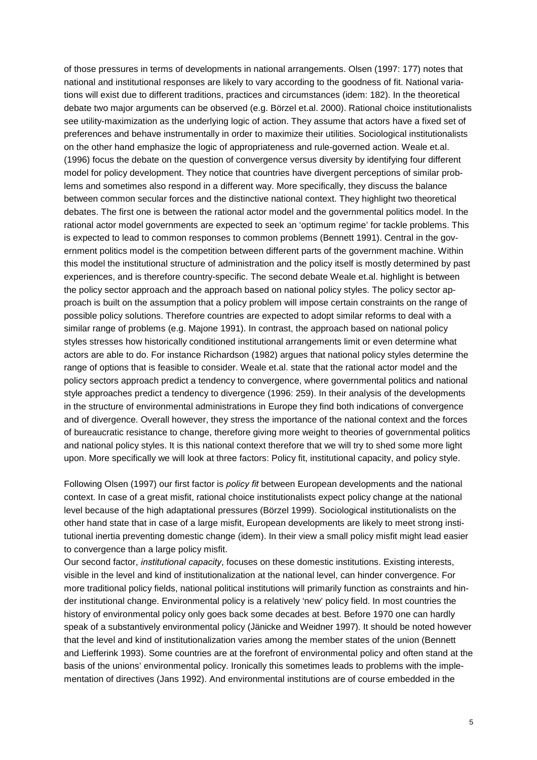of those pressures in terms of developments in national arrangements. Olsen (1997: 177) notes that national and institutional responses are likely to vary according to the goodness of fit. National variations will exist due to different traditions, practices and circumstances (idem: 182). In the theoretical debate two major arguments can be observed (e.g. Börzel et.al. 2000). Rational choice institutionalists see utility-maximization as the underlying logic of action. They assume that actors have a fixed set of preferences and behave instrumentally in order to maximize their utilities. Sociological institutionalists on the other hand emphasize the logic of appropriateness and rule-governed action. Weale et.al. (1996) focus the debate on the question of convergence versus diversity by identifying four different model for policy development. They notice that countries have divergent perceptions of similar problems and sometimes also respond in a different way. More specifically, they discuss the balance between common secular forces and the distinctive national context. They highlight two theoretical debates. The first one is between the rational actor model and the governmental politics model. In the rational actor model governments are expected to seek an 'optimum regime' for tackle problems. This is expected to lead to common responses to common problems (Bennett 1991). Central in the government politics model is the competition between different parts of the government machine. Within this model the institutional structure of administration and the policy itself is mostly determined by past experiences, and is therefore country-specific. The second debate Weale et.al. highlight is between the policy sector approach and the approach based on national policy styles. The policy sector approach is built on the assumption that a policy problem will impose certain constraints on the range of possible policy solutions. Therefore countries are expected to adopt similar reforms to deal with a similar range of problems (e.g. Majone 1991). In contrast, the approach based on national policy styles stresses how historically conditioned institutional arrangements limit or even determine what actors are able to do. For instance Richardson (1982) argues that national policy styles determine the range of options that is feasible to consider. Weale et.al. state that the rational actor model and the policy sectors approach predict a tendency to convergence, where governmental politics and national style approaches predict a tendency to divergence (1996: 259). In their analysis of the developments in the structure of environmental administrations in Europe they find both indications of convergence and of divergence. Overall however, they stress the importance of the national context and the forces of bureaucratic resistance to change, therefore giving more weight to theories of governmental politics and national policy styles. It is this national context therefore that we will try to shed some more light upon. More specifically we will look at three factors: Policy fit, institutional capacity, and policy style.

Following Olsen (1997) our first factor is *policy fit* between European developments and the national context. In case of a great misfit, rational choice institutionalists expect policy change at the national level because of the high adaptational pressures (Börzel 1999). Sociological institutionalists on the other hand state that in case of a large misfit, European developments are likely to meet strong institutional inertia preventing domestic change (idem). In their view a small policy misfit might lead easier to convergence than a large policy misfit.

Our second factor, *institutional capacity*, focuses on these domestic institutions. Existing interests, visible in the level and kind of institutionalization at the national level, can hinder convergence. For more traditional policy fields, national political institutions will primarily function as constraints and hinder institutional change. Environmental policy is a relatively 'new' policy field. In most countries the history of environmental policy only goes back some decades at best. Before 1970 one can hardly speak of a substantively environmental policy (Jänicke and Weidner 1997). It should be noted however that the level and kind of institutionalization varies among the member states of the union (Bennett and Liefferink 1993). Some countries are at the forefront of environmental policy and often stand at the basis of the unions' environmental policy. Ironically this sometimes leads to problems with the implementation of directives (Jans 1992). And environmental institutions are of course embedded in the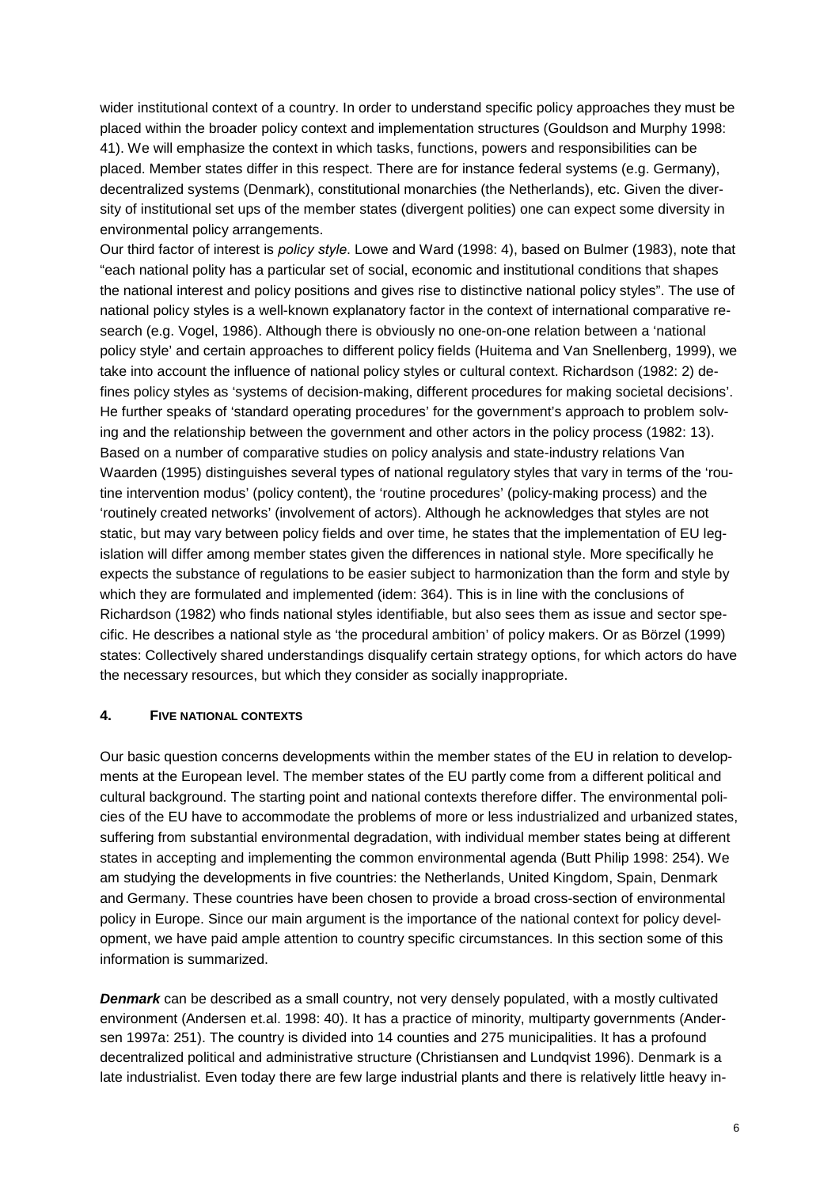wider institutional context of a country. In order to understand specific policy approaches they must be placed within the broader policy context and implementation structures (Gouldson and Murphy 1998: 41). We will emphasize the context in which tasks, functions, powers and responsibilities can be placed. Member states differ in this respect. There are for instance federal systems (e.g. Germany), decentralized systems (Denmark), constitutional monarchies (the Netherlands), etc. Given the diversity of institutional set ups of the member states (divergent polities) one can expect some diversity in environmental policy arrangements.

Our third factor of interest is *policy style*. Lowe and Ward (1998: 4), based on Bulmer (1983), note that "each national polity has a particular set of social, economic and institutional conditions that shapes the national interest and policy positions and gives rise to distinctive national policy styles". The use of national policy styles is a well-known explanatory factor in the context of international comparative research (e.g. Vogel, 1986). Although there is obviously no one-on-one relation between a 'national policy style' and certain approaches to different policy fields (Huitema and Van Snellenberg, 1999), we take into account the influence of national policy styles or cultural context. Richardson (1982: 2) defines policy styles as 'systems of decision-making, different procedures for making societal decisions'. He further speaks of 'standard operating procedures' for the government's approach to problem solving and the relationship between the government and other actors in the policy process (1982: 13). Based on a number of comparative studies on policy analysis and state-industry relations Van Waarden (1995) distinguishes several types of national regulatory styles that vary in terms of the 'routine intervention modus' (policy content), the 'routine procedures' (policy-making process) and the 'routinely created networks' (involvement of actors). Although he acknowledges that styles are not static, but may vary between policy fields and over time, he states that the implementation of EU legislation will differ among member states given the differences in national style. More specifically he expects the substance of regulations to be easier subject to harmonization than the form and style by which they are formulated and implemented (idem: 364). This is in line with the conclusions of Richardson (1982) who finds national styles identifiable, but also sees them as issue and sector specific. He describes a national style as 'the procedural ambition' of policy makers. Or as Börzel (1999) states: Collectively shared understandings disqualify certain strategy options, for which actors do have the necessary resources, but which they consider as socially inappropriate.

## 4. Five national contexts

Our basic question concerns developments within the member states of the EU in relation to developments at the European level. The member states of the EU partly come from a different political and cultural background. The starting point and national contexts therefore differ. The environmental policies of the EU have to accommodate the problems of more or less industrialized and urbanized states, suffering from substantial environmental degradation, with individual member states being at different states in accepting and implementing the common environmental agenda (Butt Philip 1998: 254). We am studying the developments in five countries: the Netherlands, United Kingdom, Spain, Denmark and Germany. These countries have been chosen to provide a broad cross-section of environmental policy in Europe. Since our main argument is the importance of the national context for policy development, we have paid ample attention to country specific circumstances. In this section some of this information is summarized.

***Denmark*** can be described as a small country, not very densely populated, with a mostly cultivated environment (Andersen et.al. 1998: 40). It has a practice of minority, multiparty governments (Andersen 1997a: 251). The country is divided into 14 counties and 275 municipalities. It has a profound decentralized political and administrative structure (Christiansen and Lundqvist 1996). Denmark is a late industrialist. Even today there are few large industrial plants and there is relatively little heavy in-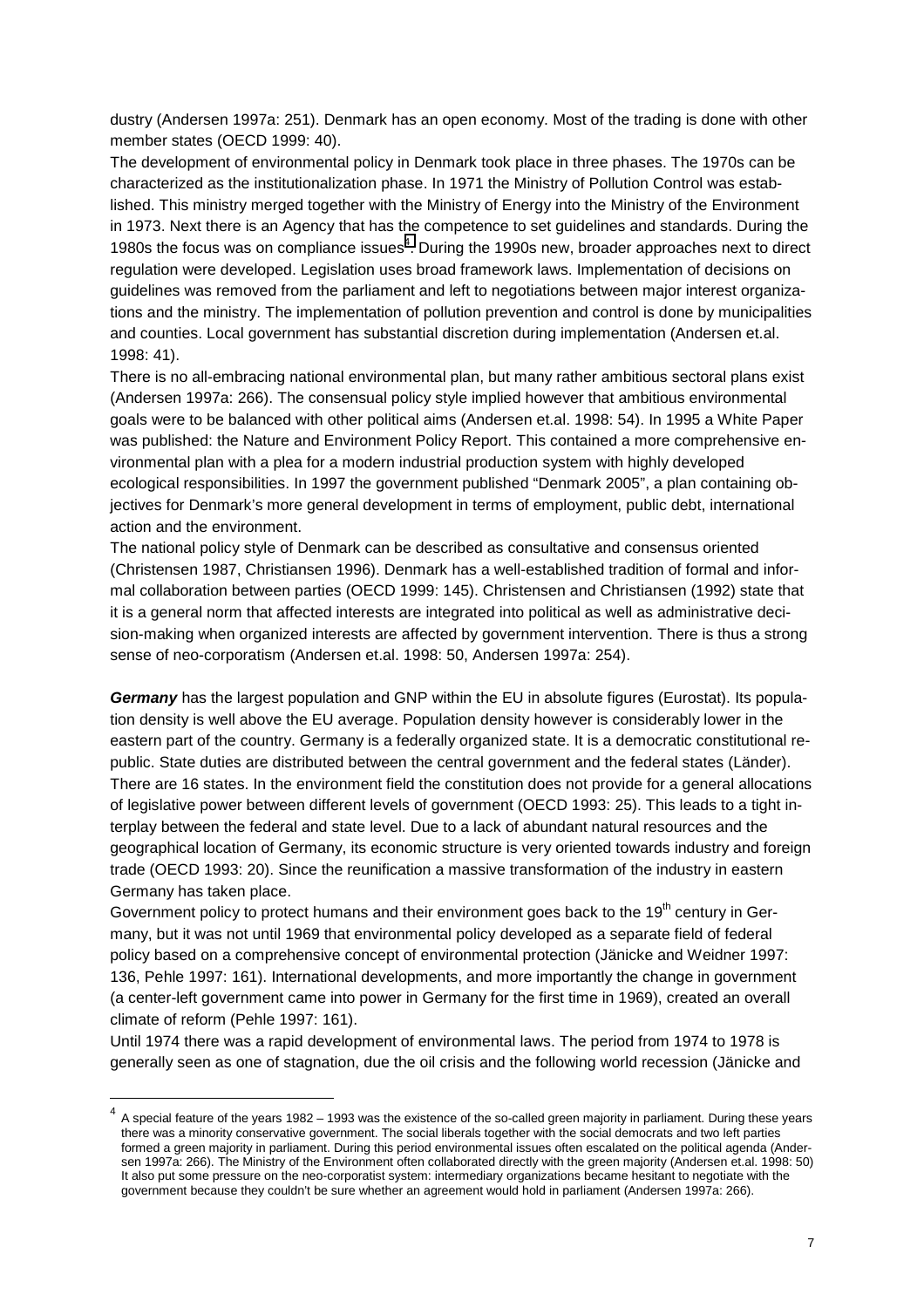dustry (Andersen 1997a: 251). Denmark has an open economy. Most of the trading is done with other member states (OECD 1999: 40).

The development of environmental policy in Denmark took place in three phases. The 1970s can be characterized as the institutionalization phase. In 1971 the Ministry of Pollution Control was established. This ministry merged together with the Ministry of Energy into the Ministry of the Environment in 1973. Next there is an Agency that has the competence to set guidelines and standards. During the 1980s the focus was on compliance issues[4]. During the 1990s new, broader approaches next to direct regulation were developed. Legislation uses broad framework laws. Implementation of decisions on guidelines was removed from the parliament and left to negotiations between major interest organizations and the ministry. The implementation of pollution prevention and control is done by municipalities and counties. Local government has substantial discretion during implementation (Andersen et.al. 1998: 41).

There is no all-embracing national environmental plan, but many rather ambitious sectoral plans exist (Andersen 1997a: 266). The consensual policy style implied however that ambitious environmental goals were to be balanced with other political aims (Andersen et.al. 1998: 54). In 1995 a White Paper was published: the Nature and Environment Policy Report. This contained a more comprehensive environmental plan with a plea for a modern industrial production system with highly developed ecological responsibilities. In 1997 the government published "Denmark 2005", a plan containing objectives for Denmark's more general development in terms of employment, public debt, international action and the environment.

The national policy style of Denmark can be described as consultative and consensus oriented (Christensen 1987, Christiansen 1996). Denmark has a well-established tradition of formal and informal collaboration between parties (OECD 1999: 145). Christensen and Christiansen (1992) state that it is a general norm that affected interests are integrated into political as well as administrative decision-making when organized interests are affected by government intervention. There is thus a strong sense of neo-corporatism (Andersen et.al. 1998: 50, Andersen 1997a: 254).

***Germany*** has the largest population and GNP within the EU in absolute figures (Eurostat). Its population density is well above the EU average. Population density however is considerably lower in the eastern part of the country. Germany is a federally organized state. It is a democratic constitutional republic. State duties are distributed between the central government and the federal states (Länder). There are 16 states. In the environment field the constitution does not provide for a general allocations of legislative power between different levels of government (OECD 1993: 25). This leads to a tight interplay between the federal and state level. Due to a lack of abundant natural resources and the geographical location of Germany, its economic structure is very oriented towards industry and foreign trade (OECD 1993: 20). Since the reunification a massive transformation of the industry in eastern Germany has taken place.

Government policy to protect humans and their environment goes back to the 19th century in Germany, but it was not until 1969 that environmental policy developed as a separate field of federal policy based on a comprehensive concept of environmental protection (Jänicke and Weidner 1997: 136, Pehle 1997: 161). International developments, and more importantly the change in government (a center-left government came into power in Germany for the first time in 1969), created an overall climate of reform (Pehle 1997: 161).

Until 1974 there was a rapid development of environmental laws. The period from 1974 to 1978 is generally seen as one of stagnation, due the oil crisis and the following world recession (Jänicke and

---

[4] A special feature of the years 1982 – 1993 was the existence of the so-called green majority in parliament. During these years there was a minority conservative government. The social liberals together with the social democrats and two left parties formed a green majority in parliament. During this period environmental issues often escalated on the political agenda (Andersen 1997a: 266). The Ministry of the Environment often collaborated directly with the green majority (Andersen et.al. 1998: 50) It also put some pressure on the neo-corporatist system: intermediary organizations became hesitant to negotiate with the government because they couldn't be sure whether an agreement would hold in parliament (Andersen 1997a: 266).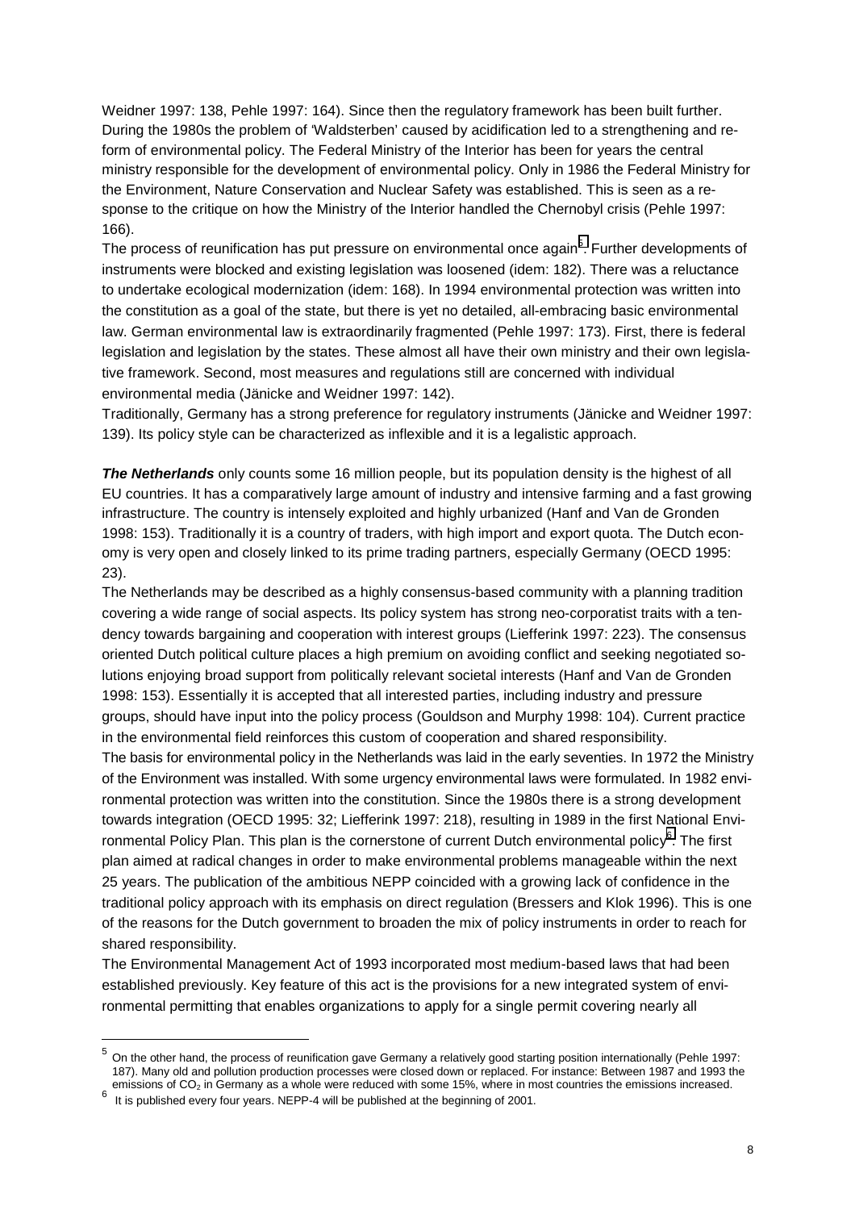Weidner 1997: 138, Pehle 1997: 164). Since then the regulatory framework has been built further. During the 1980s the problem of 'Waldsterben' caused by acidification led to a strengthening and reform of environmental policy. The Federal Ministry of the Interior has been for years the central ministry responsible for the development of environmental policy. Only in 1986 the Federal Ministry for the Environment, Nature Conservation and Nuclear Safety was established. This is seen as a response to the critique on how the Ministry of the Interior handled the Chernobyl crisis (Pehle 1997: 166).

The process of reunification has put pressure on environmental once again[5]. Further developments of instruments were blocked and existing legislation was loosened (idem: 182). There was a reluctance to undertake ecological modernization (idem: 168). In 1994 environmental protection was written into the constitution as a goal of the state, but there is yet no detailed, all-embracing basic environmental law. German environmental law is extraordinarily fragmented (Pehle 1997: 173). First, there is federal legislation and legislation by the states. These almost all have their own ministry and their own legislative framework. Second, most measures and regulations still are concerned with individual environmental media (Jänicke and Weidner 1997: 142).

Traditionally, Germany has a strong preference for regulatory instruments (Jänicke and Weidner 1997: 139). Its policy style can be characterized as inflexible and it is a legalistic approach.

***The Netherlands*** only counts some 16 million people, but its population density is the highest of all EU countries. It has a comparatively large amount of industry and intensive farming and a fast growing infrastructure. The country is intensely exploited and highly urbanized (Hanf and Van de Gronden 1998: 153). Traditionally it is a country of traders, with high import and export quota. The Dutch economy is very open and closely linked to its prime trading partners, especially Germany (OECD 1995: 23).

The Netherlands may be described as a highly consensus-based community with a planning tradition covering a wide range of social aspects. Its policy system has strong neo-corporatist traits with a tendency towards bargaining and cooperation with interest groups (Liefferink 1997: 223). The consensus oriented Dutch political culture places a high premium on avoiding conflict and seeking negotiated solutions enjoying broad support from politically relevant societal interests (Hanf and Van de Gronden 1998: 153). Essentially it is accepted that all interested parties, including industry and pressure groups, should have input into the policy process (Gouldson and Murphy 1998: 104). Current practice in the environmental field reinforces this custom of cooperation and shared responsibility.

The basis for environmental policy in the Netherlands was laid in the early seventies. In 1972 the Ministry of the Environment was installed. With some urgency environmental laws were formulated. In 1982 environmental protection was written into the constitution. Since the 1980s there is a strong development towards integration (OECD 1995: 32; Liefferink 1997: 218), resulting in 1989 in the first National Environmental Policy Plan. This plan is the cornerstone of current Dutch environmental policy[6]. The first plan aimed at radical changes in order to make environmental problems manageable within the next 25 years. The publication of the ambitious NEPP coincided with a growing lack of confidence in the traditional policy approach with its emphasis on direct regulation (Bressers and Klok 1996). This is one of the reasons for the Dutch government to broaden the mix of policy instruments in order to reach for shared responsibility.

The Environmental Management Act of 1993 incorporated most medium-based laws that had been established previously. Key feature of this act is the provisions for a new integrated system of environmental permitting that enables organizations to apply for a single permit covering nearly all

---

[5] On the other hand, the process of reunification gave Germany a relatively good starting position internationally (Pehle 1997: 187). Many old and pollution production processes were closed down or replaced. For instance: Between 1987 and 1993 the emissions of $CO_2$ in Germany as a whole were reduced with some 15%, where in most countries the emissions increased.

[6] It is published every four years. NEPP-4 will be published at the beginning of 2001.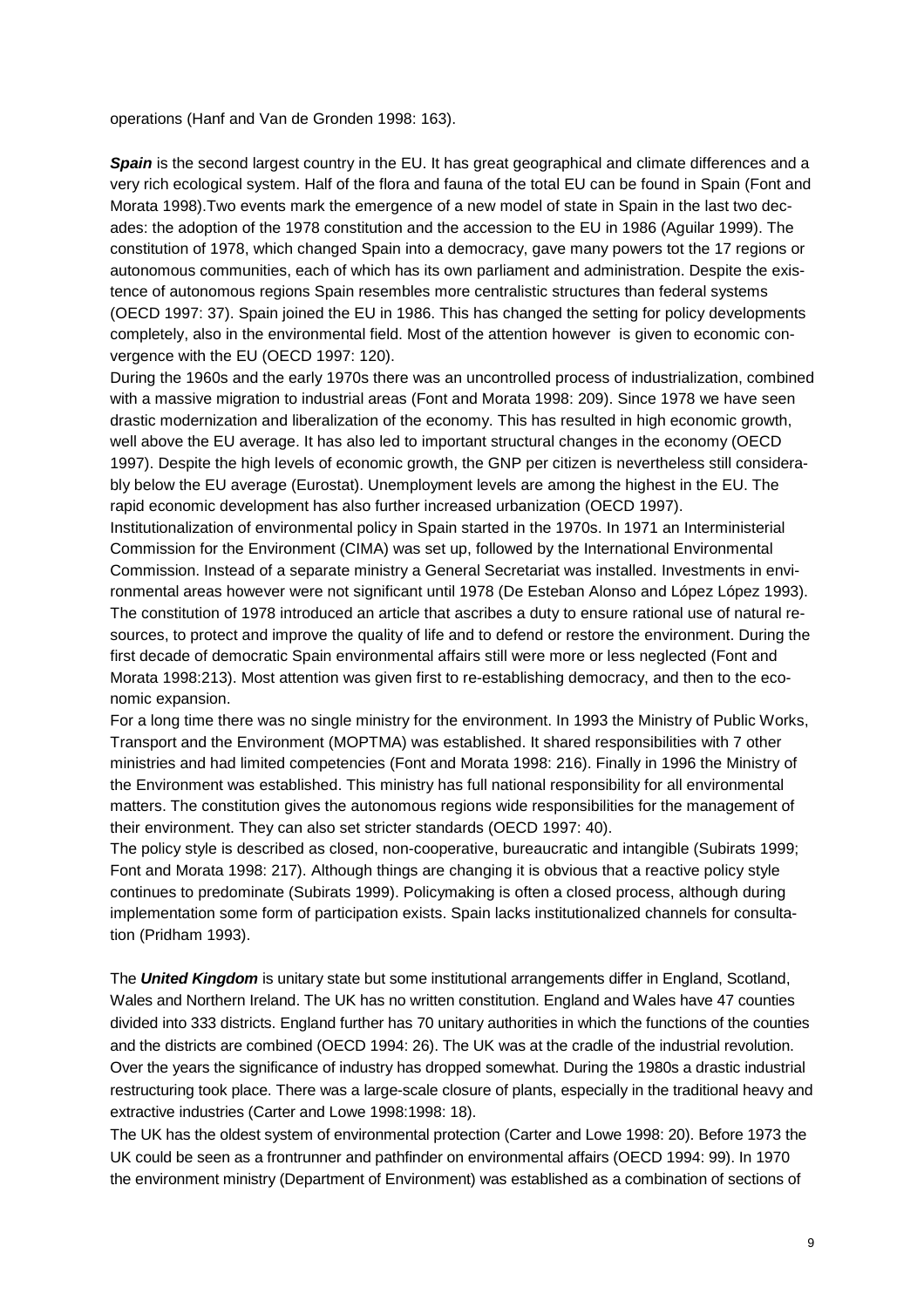operations (Hanf and Van de Gronden 1998: 163).

***Spain*** is the second largest country in the EU. It has great geographical and climate differences and a very rich ecological system. Half of the flora and fauna of the total EU can be found in Spain (Font and Morata 1998).Two events mark the emergence of a new model of state in Spain in the last two decades: the adoption of the 1978 constitution and the accession to the EU in 1986 (Aguilar 1999). The constitution of 1978, which changed Spain into a democracy, gave many powers tot the 17 regions or autonomous communities, each of which has its own parliament and administration. Despite the existence of autonomous regions Spain resembles more centralistic structures than federal systems (OECD 1997: 37). Spain joined the EU in 1986. This has changed the setting for policy developments completely, also in the environmental field. Most of the attention however is given to economic convergence with the EU (OECD 1997: 120).

During the 1960s and the early 1970s there was an uncontrolled process of industrialization, combined with a massive migration to industrial areas (Font and Morata 1998: 209). Since 1978 we have seen drastic modernization and liberalization of the economy. This has resulted in high economic growth, well above the EU average. It has also led to important structural changes in the economy (OECD 1997). Despite the high levels of economic growth, the GNP per citizen is nevertheless still considerably below the EU average (Eurostat). Unemployment levels are among the highest in the EU. The rapid economic development has also further increased urbanization (OECD 1997).

Institutionalization of environmental policy in Spain started in the 1970s. In 1971 an Interministerial Commission for the Environment (CIMA) was set up, followed by the International Environmental Commission. Instead of a separate ministry a General Secretariat was installed. Investments in environmental areas however were not significant until 1978 (De Esteban Alonso and López López 1993). The constitution of 1978 introduced an article that ascribes a duty to ensure rational use of natural resources, to protect and improve the quality of life and to defend or restore the environment. During the first decade of democratic Spain environmental affairs still were more or less neglected (Font and Morata 1998:213). Most attention was given first to re-establishing democracy, and then to the economic expansion.

For a long time there was no single ministry for the environment. In 1993 the Ministry of Public Works, Transport and the Environment (MOPTMA) was established. It shared responsibilities with 7 other ministries and had limited competencies (Font and Morata 1998: 216). Finally in 1996 the Ministry of the Environment was established. This ministry has full national responsibility for all environmental matters. The constitution gives the autonomous regions wide responsibilities for the management of their environment. They can also set stricter standards (OECD 1997: 40).

The policy style is described as closed, non-cooperative, bureaucratic and intangible (Subirats 1999; Font and Morata 1998: 217). Although things are changing it is obvious that a reactive policy style continues to predominate (Subirats 1999). Policymaking is often a closed process, although during implementation some form of participation exists. Spain lacks institutionalized channels for consultation (Pridham 1993).

The ***United Kingdom*** is unitary state but some institutional arrangements differ in England, Scotland, Wales and Northern Ireland. The UK has no written constitution. England and Wales have 47 counties divided into 333 districts. England further has 70 unitary authorities in which the functions of the counties and the districts are combined (OECD 1994: 26). The UK was at the cradle of the industrial revolution. Over the years the significance of industry has dropped somewhat. During the 1980s a drastic industrial restructuring took place. There was a large-scale closure of plants, especially in the traditional heavy and extractive industries (Carter and Lowe 1998:1998: 18).

The UK has the oldest system of environmental protection (Carter and Lowe 1998: 20). Before 1973 the UK could be seen as a frontrunner and pathfinder on environmental affairs (OECD 1994: 99). In 1970 the environment ministry (Department of Environment) was established as a combination of sections of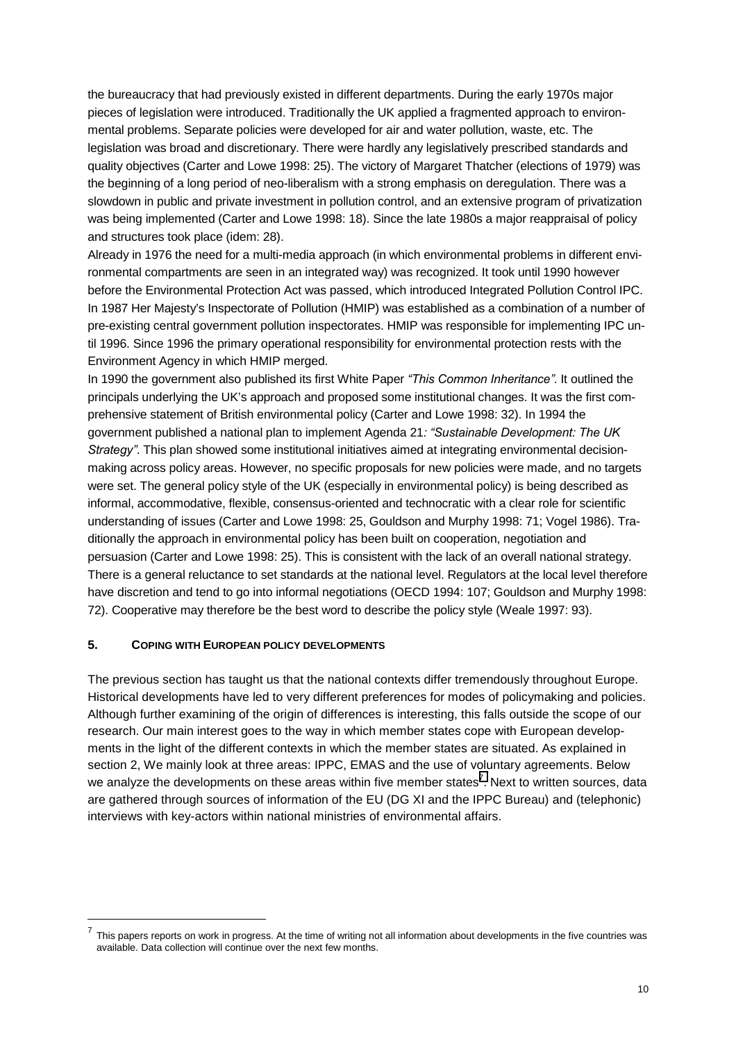the bureaucracy that had previously existed in different departments. During the early 1970s major pieces of legislation were introduced. Traditionally the UK applied a fragmented approach to environmental problems. Separate policies were developed for air and water pollution, waste, etc. The legislation was broad and discretionary. There were hardly any legislatively prescribed standards and quality objectives (Carter and Lowe 1998: 25). The victory of Margaret Thatcher (elections of 1979) was the beginning of a long period of neo-liberalism with a strong emphasis on deregulation. There was a slowdown in public and private investment in pollution control, and an extensive program of privatization was being implemented (Carter and Lowe 1998: 18). Since the late 1980s a major reappraisal of policy and structures took place (idem: 28).

Already in 1976 the need for a multi-media approach (in which environmental problems in different environmental compartments are seen in an integrated way) was recognized. It took until 1990 however before the Environmental Protection Act was passed, which introduced Integrated Pollution Control IPC. In 1987 Her Majesty's Inspectorate of Pollution (HMIP) was established as a combination of a number of pre-existing central government pollution inspectorates. HMIP was responsible for implementing IPC until 1996. Since 1996 the primary operational responsibility for environmental protection rests with the Environment Agency in which HMIP merged.

In 1990 the government also published its first White Paper *"This Common Inheritance"*. It outlined the principals underlying the UK's approach and proposed some institutional changes. It was the first comprehensive statement of British environmental policy (Carter and Lowe 1998: 32). In 1994 the government published a national plan to implement Agenda 21*: "Sustainable Development: The UK Strategy"*. This plan showed some institutional initiatives aimed at integrating environmental decision-making across policy areas. However, no specific proposals for new policies were made, and no targets were set. The general policy style of the UK (especially in environmental policy) is being described as informal, accommodative, flexible, consensus-oriented and technocratic with a clear role for scientific understanding of issues (Carter and Lowe 1998: 25, Gouldson and Murphy 1998: 71; Vogel 1986). Traditionally the approach in environmental policy has been built on cooperation, negotiation and persuasion (Carter and Lowe 1998: 25). This is consistent with the lack of an overall national strategy. There is a general reluctance to set standards at the national level. Regulators at the local level therefore have discretion and tend to go into informal negotiations (OECD 1994: 107; Gouldson and Murphy 1998: 72). Cooperative may therefore be the best word to describe the policy style (Weale 1997: 93).

## 5. COPING WITH EUROPEAN POLICY DEVELOPMENTS

The previous section has taught us that the national contexts differ tremendously throughout Europe. Historical developments have led to very different preferences for modes of policymaking and policies. Although further examining of the origin of differences is interesting, this falls outside the scope of our research. Our main interest goes to the way in which member states cope with European developments in the light of the different contexts in which the member states are situated. As explained in section 2, We mainly look at three areas: IPPC, EMAS and the use of voluntary agreements. Below we analyze the developments on these areas within five member states[7]. Next to written sources, data are gathered through sources of information of the EU (DG XI and the IPPC Bureau) and (telephonic) interviews with key-actors within national ministries of environmental affairs.

[7] This papers reports on work in progress. At the time of writing not all information about developments in the five countries was available. Data collection will continue over the next few months.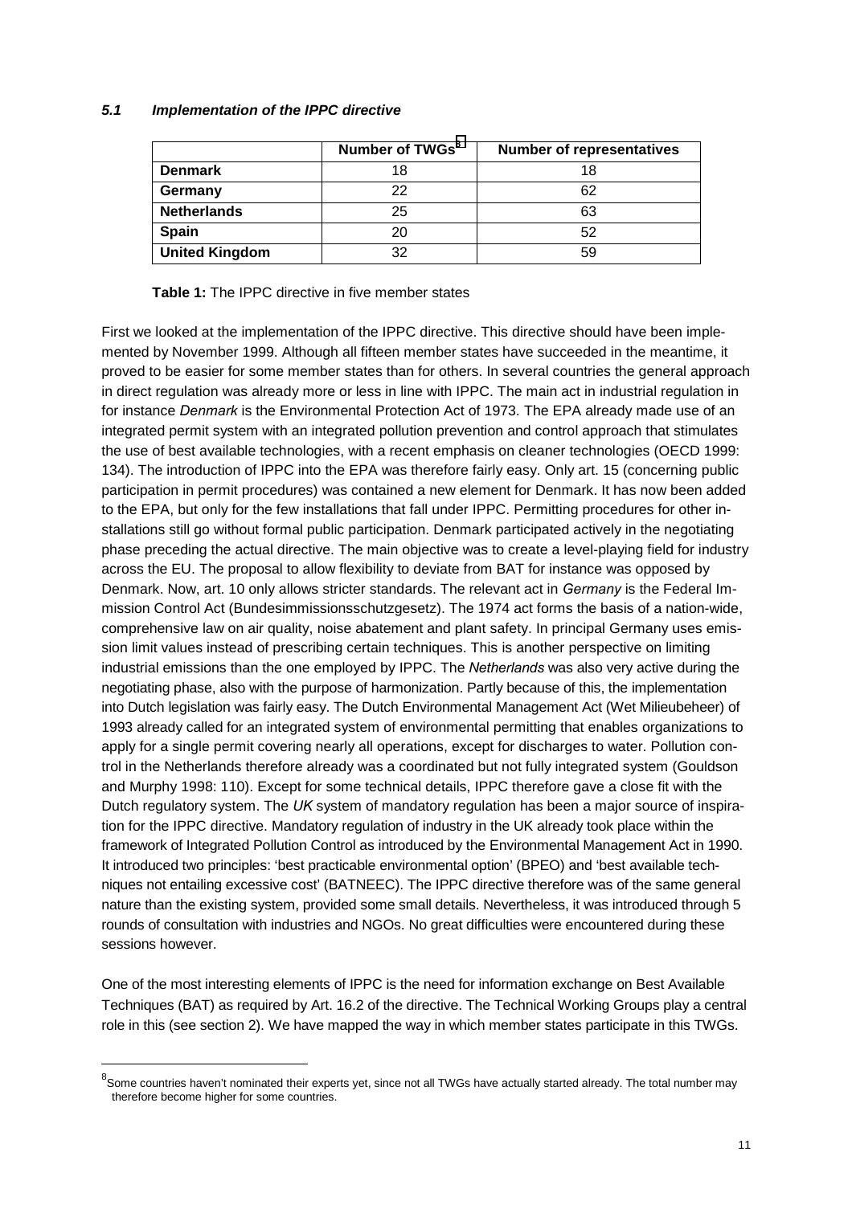### *5.1 Implementation of the IPPC directive*

| | Number of TWGs[8] | Number of representatives |
|---|---|---|
| **Denmark** | 18 | 18 |
| **Germany** | 22 | 62 |
| **Netherlands** | 25 | 63 |
| **Spain** | 20 | 52 |
| **United Kingdom** | 32 | 59 |

**Table 1:** The IPPC directive in five member states

First we looked at the implementation of the IPPC directive. This directive should have been implemented by November 1999. Although all fifteen member states have succeeded in the meantime, it proved to be easier for some member states than for others. In several countries the general approach in direct regulation was already more or less in line with IPPC. The main act in industrial regulation in for instance *Denmark* is the Environmental Protection Act of 1973. The EPA already made use of an integrated permit system with an integrated pollution prevention and control approach that stimulates the use of best available technologies, with a recent emphasis on cleaner technologies (OECD 1999: 134). The introduction of IPPC into the EPA was therefore fairly easy. Only art. 15 (concerning public participation in permit procedures) was contained a new element for Denmark. It has now been added to the EPA, but only for the few installations that fall under IPPC. Permitting procedures for other installations still go without formal public participation. Denmark participated actively in the negotiating phase preceding the actual directive. The main objective was to create a level-playing field for industry across the EU. The proposal to allow flexibility to deviate from BAT for instance was opposed by Denmark. Now, art. 10 only allows stricter standards. The relevant act in *Germany* is the Federal Immission Control Act (Bundesimmissionsschutzgesetz). The 1974 act forms the basis of a nation-wide, comprehensive law on air quality, noise abatement and plant safety. In principal Germany uses emission limit values instead of prescribing certain techniques. This is another perspective on limiting industrial emissions than the one employed by IPPC. The *Netherlands* was also very active during the negotiating phase, also with the purpose of harmonization. Partly because of this, the implementation into Dutch legislation was fairly easy. The Dutch Environmental Management Act (Wet Milieubeheer) of 1993 already called for an integrated system of environmental permitting that enables organizations to apply for a single permit covering nearly all operations, except for discharges to water. Pollution control in the Netherlands therefore already was a coordinated but not fully integrated system (Gouldson and Murphy 1998: 110). Except for some technical details, IPPC therefore gave a close fit with the Dutch regulatory system. The *UK* system of mandatory regulation has been a major source of inspiration for the IPPC directive. Mandatory regulation of industry in the UK already took place within the framework of Integrated Pollution Control as introduced by the Environmental Management Act in 1990. It introduced two principles: 'best practicable environmental option' (BPEO) and 'best available techniques not entailing excessive cost' (BATNEEC). The IPPC directive therefore was of the same general nature than the existing system, provided some small details. Nevertheless, it was introduced through 5 rounds of consultation with industries and NGOs. No great difficulties were encountered during these sessions however.

One of the most interesting elements of IPPC is the need for information exchange on Best Available Techniques (BAT) as required by Art. 16.2 of the directive. The Technical Working Groups play a central role in this (see section 2). We have mapped the way in which member states participate in this TWGs.

[8] Some countries haven't nominated their experts yet, since not all TWGs have actually started already. The total number may therefore become higher for some countries.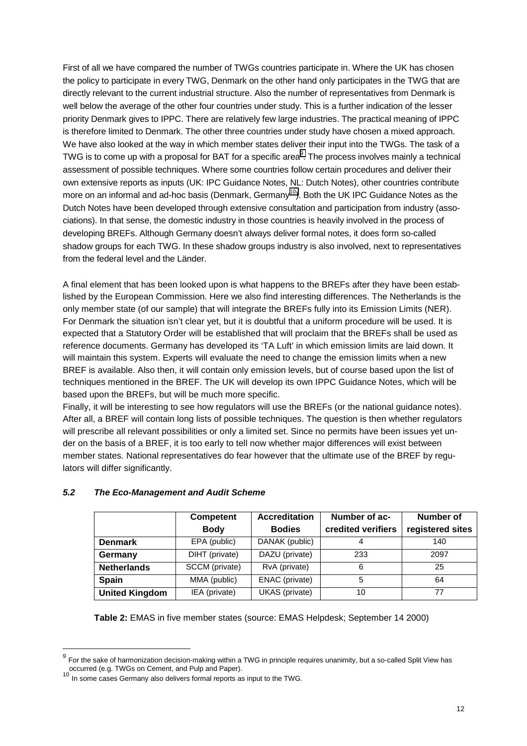First of all we have compared the number of TWGs countries participate in. Where the UK has chosen the policy to participate in every TWG, Denmark on the other hand only participates in the TWG that are directly relevant to the current industrial structure. Also the number of representatives from Denmark is well below the average of the other four countries under study. This is a further indication of the lesser priority Denmark gives to IPPC. There are relatively few large industries. The practical meaning of IPPC is therefore limited to Denmark. The other three countries under study have chosen a mixed approach. We have also looked at the way in which member states deliver their input into the TWGs. The task of a TWG is to come up with a proposal for BAT for a specific area[9]. The process involves mainly a technical assessment of possible techniques. Where some countries follow certain procedures and deliver their own extensive reports as inputs (UK: IPC Guidance Notes, NL: Dutch Notes), other countries contribute more on an informal and ad-hoc basis (Denmark, Germany[10]). Both the UK IPC Guidance Notes as the Dutch Notes have been developed through extensive consultation and participation from industry (associations). In that sense, the domestic industry in those countries is heavily involved in the process of developing BREFs. Although Germany doesn't always deliver formal notes, it does form so-called shadow groups for each TWG. In these shadow groups industry is also involved, next to representatives from the federal level and the Länder.

A final element that has been looked upon is what happens to the BREFs after they have been established by the European Commission. Here we also find interesting differences. The Netherlands is the only member state (of our sample) that will integrate the BREFs fully into its Emission Limits (NER). For Denmark the situation isn't clear yet, but it is doubtful that a uniform procedure will be used. It is expected that a Statutory Order will be established that will proclaim that the BREFs shall be used as reference documents. Germany has developed its 'TA Luft' in which emission limits are laid down. It will maintain this system. Experts will evaluate the need to change the emission limits when a new BREF is available. Also then, it will contain only emission levels, but of course based upon the list of techniques mentioned in the BREF. The UK will develop its own IPPC Guidance Notes, which will be based upon the BREFs, but will be much more specific.
Finally, it will be interesting to see how regulators will use the BREFs (or the national guidance notes). After all, a BREF will contain long lists of possible techniques. The question is then whether regulators will prescribe all relevant possibilities or only a limited set. Since no permits have been issues yet under on the basis of a BREF, it is too early to tell now whether major differences will exist between member states. National representatives do fear however that the ultimate use of the BREF by regulators will differ significantly.

### *5.2 The Eco-Management and Audit Scheme*

| | Competent Body | Accreditation Bodies | Number of accredited verifiers | Number of registered sites |
|---|---|---|---|---|
| **Denmark** | EPA (public) | DANAK (public) | 4 | 140 |
| **Germany** | DIHT (private) | DAZU (private) | 233 | 2097 |
| **Netherlands** | SCCM (private) | RvA (private) | 6 | 25 |
| **Spain** | MMA (public) | ENAC (private) | 5 | 64 |
| **United Kingdom** | IEA (private) | UKAS (private) | 10 | 77 |

**Table 2:** EMAS in five member states (source: EMAS Helpdesk; September 14 2000)

[9] For the sake of harmonization decision-making within a TWG in principle requires unanimity, but a so-called Split View has occurred (e.g. TWGs on Cement, and Pulp and Paper).

[10] In some cases Germany also delivers formal reports as input to the TWG.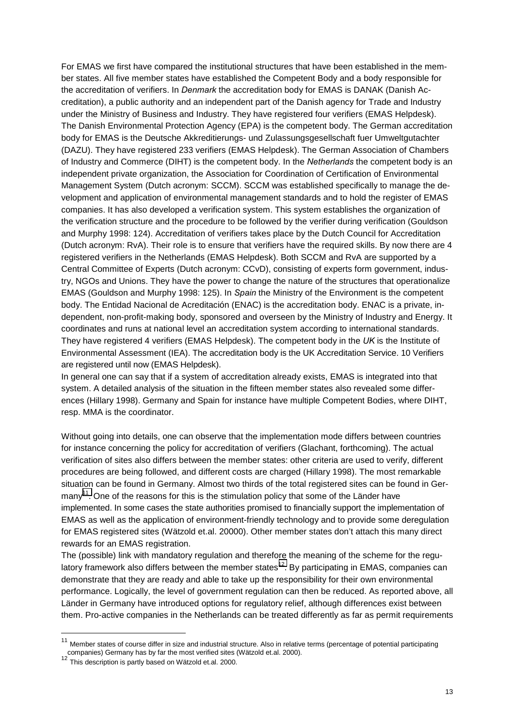For EMAS we first have compared the institutional structures that have been established in the member states. All five member states have established the Competent Body and a body responsible for the accreditation of verifiers. In *Denmark* the accreditation body for EMAS is DANAK (Danish Accreditation), a public authority and an independent part of the Danish agency for Trade and Industry under the Ministry of Business and Industry. They have registered four verifiers (EMAS Helpdesk). The Danish Environmental Protection Agency (EPA) is the competent body. The German accreditation body for EMAS is the Deutsche Akkreditierungs- und Zulassungsgesellschaft fuer Umweltgutachter (DAZU). They have registered 233 verifiers (EMAS Helpdesk). The German Association of Chambers of Industry and Commerce (DIHT) is the competent body. In the *Netherlands* the competent body is an independent private organization, the Association for Coordination of Certification of Environmental Management System (Dutch acronym: SCCM). SCCM was established specifically to manage the development and application of environmental management standards and to hold the register of EMAS companies. It has also developed a verification system. This system establishes the organization of the verification structure and the procedure to be followed by the verifier during verification (Gouldson and Murphy 1998: 124). Accreditation of verifiers takes place by the Dutch Council for Accreditation (Dutch acronym: RvA). Their role is to ensure that verifiers have the required skills. By now there are 4 registered verifiers in the Netherlands (EMAS Helpdesk). Both SCCM and RvA are supported by a Central Committee of Experts (Dutch acronym: CCvD), consisting of experts form government, industry, NGOs and Unions. They have the power to change the nature of the structures that operationalize EMAS (Gouldson and Murphy 1998: 125). In *Spain* the Ministry of the Environment is the competent body. The Entidad Nacional de Acreditación (ENAC) is the accreditation body. ENAC is a private, independent, non-profit-making body, sponsored and overseen by the Ministry of Industry and Energy. It coordinates and runs at national level an accreditation system according to international standards. They have registered 4 verifiers (EMAS Helpdesk). The competent body in the *UK* is the Institute of Environmental Assessment (IEA). The accreditation body is the UK Accreditation Service. 10 Verifiers are registered until now (EMAS Helpdesk).
In general one can say that if a system of accreditation already exists, EMAS is integrated into that system. A detailed analysis of the situation in the fifteen member states also revealed some differences (Hillary 1998). Germany and Spain for instance have multiple Competent Bodies, where DIHT, resp. MMA is the coordinator.

Without going into details, one can observe that the implementation mode differs between countries for instance concerning the policy for accreditation of verifiers (Glachant, forthcoming). The actual verification of sites also differs between the member states: other criteria are used to verify, different procedures are being followed, and different costs are charged (Hillary 1998). The most remarkable situation can be found in Germany. Almost two thirds of the total registered sites can be found in Germany[11]. One of the reasons for this is the stimulation policy that some of the Länder have implemented. In some cases the state authorities promised to financially support the implementation of EMAS as well as the application of environment-friendly technology and to provide some deregulation for EMAS registered sites (Wätzold et.al. 20000). Other member states don't attach this many direct rewards for an EMAS registration.
The (possible) link with mandatory regulation and therefore the meaning of the scheme for the regulatory framework also differs between the member states[12]. By participating in EMAS, companies can demonstrate that they are ready and able to take up the responsibility for their own environmental performance. Logically, the level of government regulation can then be reduced. As reported above, all Länder in Germany have introduced options for regulatory relief, although differences exist between them. Pro-active companies in the Netherlands can be treated differently as far as permit requirements

---

[11] Member states of course differ in size and industrial structure. Also in relative terms (percentage of potential participating companies) Germany has by far the most verified sites (Wätzold et.al. 2000).
[12] This description is partly based on Wätzold et.al. 2000.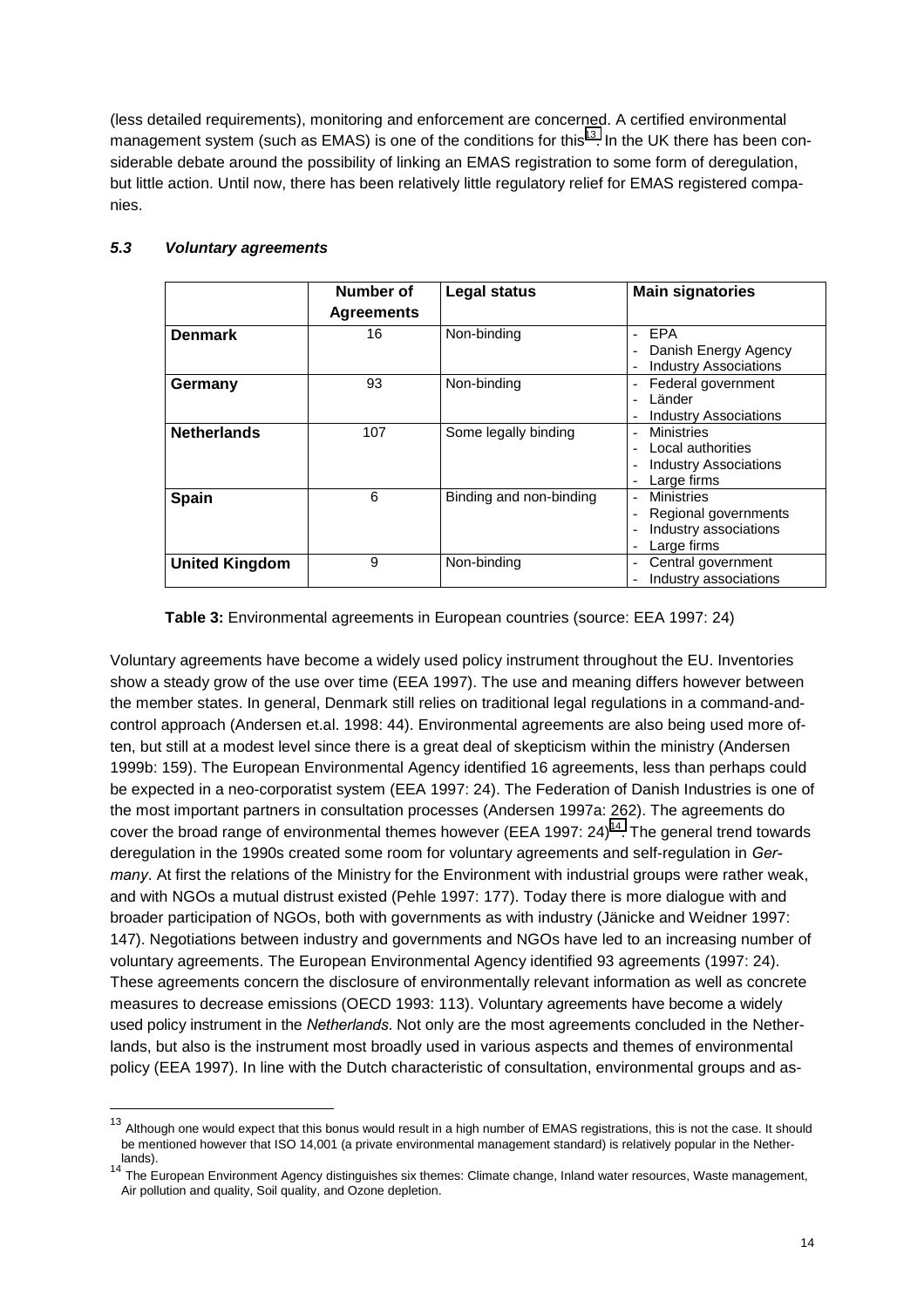(less detailed requirements), monitoring and enforcement are concerned. A certified environmental management system (such as EMAS) is one of the conditions for this[13]. In the UK there has been considerable debate around the possibility of linking an EMAS registration to some form of deregulation, but little action. Until now, there has been relatively little regulatory relief for EMAS registered companies.

### *5.3 Voluntary agreements*

| | Number of Agreements | Legal status | Main signatories |
|---|---|---|---|
| **Denmark** | 16 | Non-binding | - EPA<br>- Danish Energy Agency<br>- Industry Associations |
| **Germany** | 93 | Non-binding | - Federal government<br>- Länder<br>- Industry Associations |
| **Netherlands** | 107 | Some legally binding | - Ministries<br>- Local authorities<br>- Industry Associations<br>- Large firms |
| **Spain** | 6 | Binding and non-binding | - Ministries<br>- Regional governments<br>- Industry associations<br>- Large firms |
| **United Kingdom** | 9 | Non-binding | - Central government<br>- Industry associations |

**Table 3:** Environmental agreements in European countries (source: EEA 1997: 24)

Voluntary agreements have become a widely used policy instrument throughout the EU. Inventories show a steady grow of the use over time (EEA 1997). The use and meaning differs however between the member states. In general, Denmark still relies on traditional legal regulations in a command-and-control approach (Andersen et.al. 1998: 44). Environmental agreements are also being used more often, but still at a modest level since there is a great deal of skepticism within the ministry (Andersen 1999b: 159). The European Environmental Agency identified 16 agreements, less than perhaps could be expected in a neo-corporatist system (EEA 1997: 24). The Federation of Danish Industries is one of the most important partners in consultation processes (Andersen 1997a: 262). The agreements do cover the broad range of environmental themes however (EEA 1997: 24)[14]. The general trend towards deregulation in the 1990s created some room for voluntary agreements and self-regulation in *Germany*. At first the relations of the Ministry for the Environment with industrial groups were rather weak, and with NGOs a mutual distrust existed (Pehle 1997: 177). Today there is more dialogue with and broader participation of NGOs, both with governments as with industry (Jänicke and Weidner 1997: 147). Negotiations between industry and governments and NGOs have led to an increasing number of voluntary agreements. The European Environmental Agency identified 93 agreements (1997: 24). These agreements concern the disclosure of environmentally relevant information as well as concrete measures to decrease emissions (OECD 1993: 113). Voluntary agreements have become a widely used policy instrument in the *Netherlands*. Not only are the most agreements concluded in the Netherlands, but also is the instrument most broadly used in various aspects and themes of environmental policy (EEA 1997). In line with the Dutch characteristic of consultation, environmental groups and as-

[13] Although one would expect that this bonus would result in a high number of EMAS registrations, this is not the case. It should be mentioned however that ISO 14,001 (a private environmental management standard) is relatively popular in the Netherlands).

[14] The European Environment Agency distinguishes six themes: Climate change, Inland water resources, Waste management, Air pollution and quality, Soil quality, and Ozone depletion.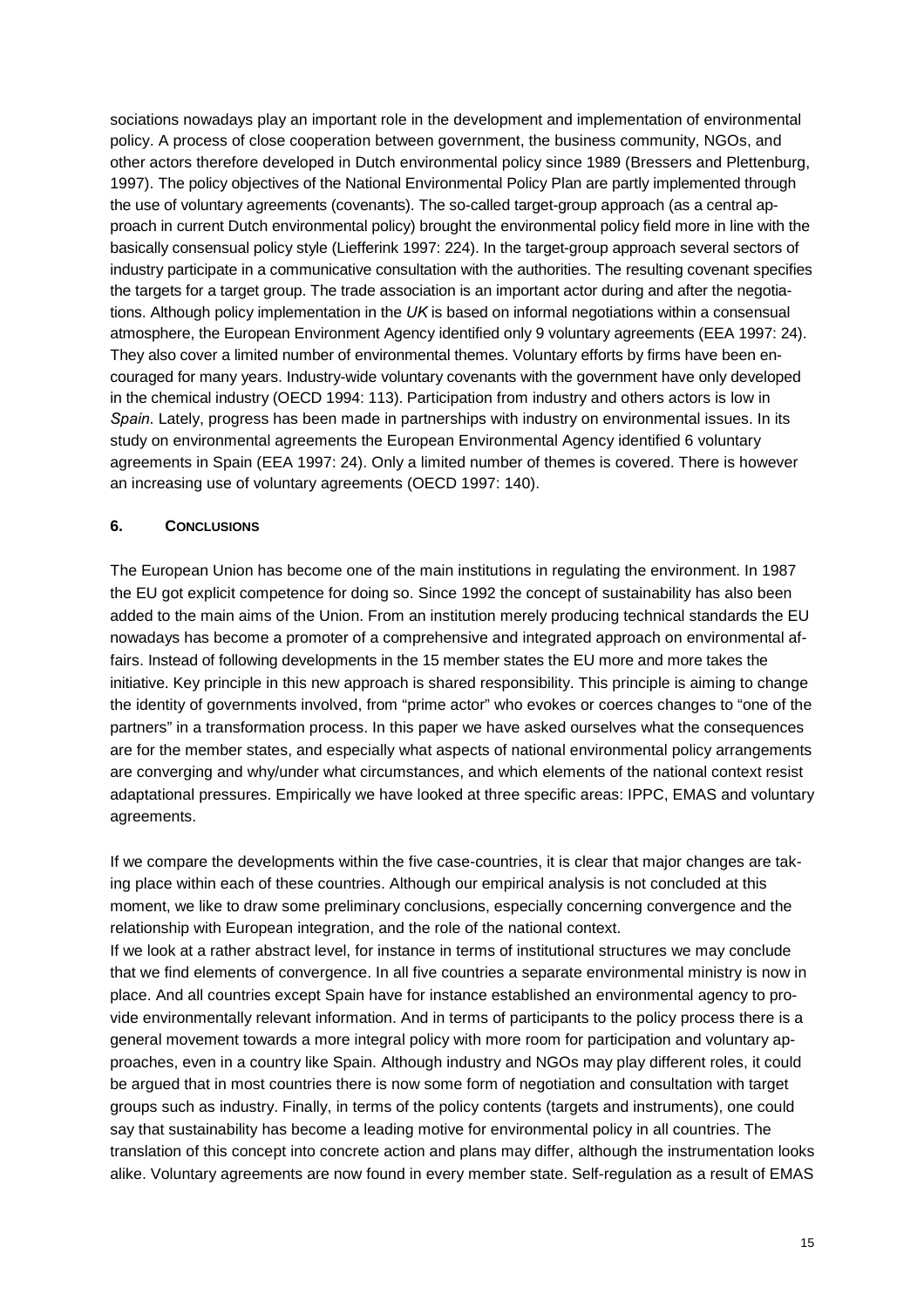sociations nowadays play an important role in the development and implementation of environmental policy. A process of close cooperation between government, the business community, NGOs, and other actors therefore developed in Dutch environmental policy since 1989 (Bressers and Plettenburg, 1997). The policy objectives of the National Environmental Policy Plan are partly implemented through the use of voluntary agreements (covenants). The so-called target-group approach (as a central approach in current Dutch environmental policy) brought the environmental policy field more in line with the basically consensual policy style (Liefferink 1997: 224). In the target-group approach several sectors of industry participate in a communicative consultation with the authorities. The resulting covenant specifies the targets for a target group. The trade association is an important actor during and after the negotiations. Although policy implementation in the *UK* is based on informal negotiations within a consensual atmosphere, the European Environment Agency identified only 9 voluntary agreements (EEA 1997: 24). They also cover a limited number of environmental themes. Voluntary efforts by firms have been encouraged for many years. Industry-wide voluntary covenants with the government have only developed in the chemical industry (OECD 1994: 113). Participation from industry and others actors is low in *Spain*. Lately, progress has been made in partnerships with industry on environmental issues. In its study on environmental agreements the European Environmental Agency identified 6 voluntary agreements in Spain (EEA 1997: 24). Only a limited number of themes is covered. There is however an increasing use of voluntary agreements (OECD 1997: 140).

## 6. CONCLUSIONS

The European Union has become one of the main institutions in regulating the environment. In 1987 the EU got explicit competence for doing so. Since 1992 the concept of sustainability has also been added to the main aims of the Union. From an institution merely producing technical standards the EU nowadays has become a promoter of a comprehensive and integrated approach on environmental affairs. Instead of following developments in the 15 member states the EU more and more takes the initiative. Key principle in this new approach is shared responsibility. This principle is aiming to change the identity of governments involved, from "prime actor" who evokes or coerces changes to "one of the partners" in a transformation process. In this paper we have asked ourselves what the consequences are for the member states, and especially what aspects of national environmental policy arrangements are converging and why/under what circumstances, and which elements of the national context resist adaptational pressures. Empirically we have looked at three specific areas: IPPC, EMAS and voluntary agreements.

If we compare the developments within the five case-countries, it is clear that major changes are taking place within each of these countries. Although our empirical analysis is not concluded at this moment, we like to draw some preliminary conclusions, especially concerning convergence and the relationship with European integration, and the role of the national context.

If we look at a rather abstract level, for instance in terms of institutional structures we may conclude that we find elements of convergence. In all five countries a separate environmental ministry is now in place. And all countries except Spain have for instance established an environmental agency to provide environmentally relevant information. And in terms of participants to the policy process there is a general movement towards a more integral policy with more room for participation and voluntary approaches, even in a country like Spain. Although industry and NGOs may play different roles, it could be argued that in most countries there is now some form of negotiation and consultation with target groups such as industry. Finally, in terms of the policy contents (targets and instruments), one could say that sustainability has become a leading motive for environmental policy in all countries. The translation of this concept into concrete action and plans may differ, although the instrumentation looks alike. Voluntary agreements are now found in every member state. Self-regulation as a result of EMAS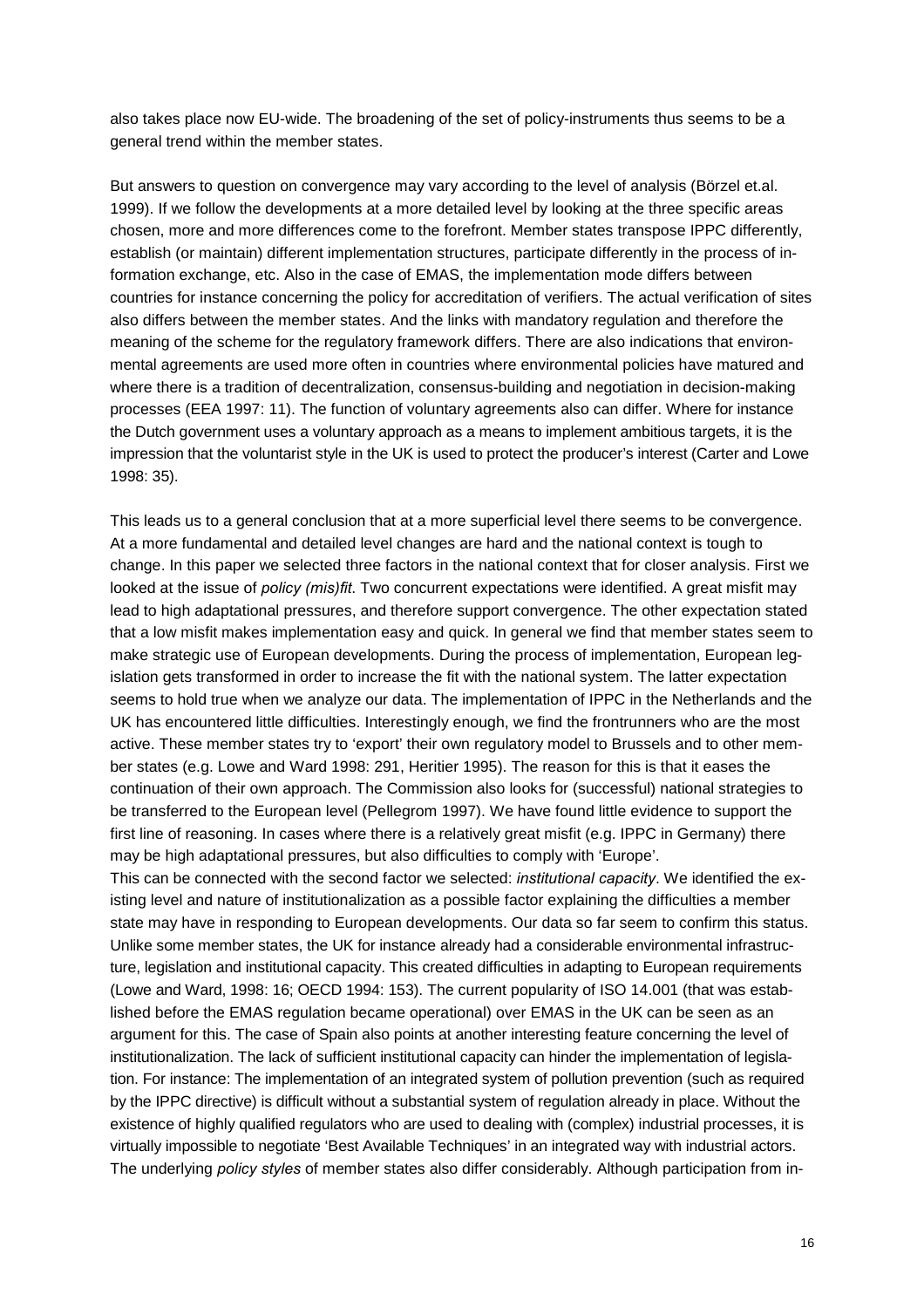also takes place now EU-wide. The broadening of the set of policy-instruments thus seems to be a general trend within the member states.

But answers to question on convergence may vary according to the level of analysis (Börzel et.al. 1999). If we follow the developments at a more detailed level by looking at the three specific areas chosen, more and more differences come to the forefront. Member states transpose IPPC differently, establish (or maintain) different implementation structures, participate differently in the process of information exchange, etc. Also in the case of EMAS, the implementation mode differs between countries for instance concerning the policy for accreditation of verifiers. The actual verification of sites also differs between the member states. And the links with mandatory regulation and therefore the meaning of the scheme for the regulatory framework differs. There are also indications that environmental agreements are used more often in countries where environmental policies have matured and where there is a tradition of decentralization, consensus-building and negotiation in decision-making processes (EEA 1997: 11). The function of voluntary agreements also can differ. Where for instance the Dutch government uses a voluntary approach as a means to implement ambitious targets, it is the impression that the voluntarist style in the UK is used to protect the producer's interest (Carter and Lowe 1998: 35).

This leads us to a general conclusion that at a more superficial level there seems to be convergence. At a more fundamental and detailed level changes are hard and the national context is tough to change. In this paper we selected three factors in the national context that for closer analysis. First we looked at the issue of *policy (mis)fit*. Two concurrent expectations were identified. A great misfit may lead to high adaptational pressures, and therefore support convergence. The other expectation stated that a low misfit makes implementation easy and quick. In general we find that member states seem to make strategic use of European developments. During the process of implementation, European legislation gets transformed in order to increase the fit with the national system. The latter expectation seems to hold true when we analyze our data. The implementation of IPPC in the Netherlands and the UK has encountered little difficulties. Interestingly enough, we find the frontrunners who are the most active. These member states try to 'export' their own regulatory model to Brussels and to other member states (e.g. Lowe and Ward 1998: 291, Heritier 1995). The reason for this is that it eases the continuation of their own approach. The Commission also looks for (successful) national strategies to be transferred to the European level (Pellegrom 1997). We have found little evidence to support the first line of reasoning. In cases where there is a relatively great misfit (e.g. IPPC in Germany) there may be high adaptational pressures, but also difficulties to comply with 'Europe'.

This can be connected with the second factor we selected: *institutional capacity*. We identified the existing level and nature of institutionalization as a possible factor explaining the difficulties a member state may have in responding to European developments. Our data so far seem to confirm this status. Unlike some member states, the UK for instance already had a considerable environmental infrastructure, legislation and institutional capacity. This created difficulties in adapting to European requirements (Lowe and Ward, 1998: 16; OECD 1994: 153). The current popularity of ISO 14.001 (that was established before the EMAS regulation became operational) over EMAS in the UK can be seen as an argument for this. The case of Spain also points at another interesting feature concerning the level of institutionalization. The lack of sufficient institutional capacity can hinder the implementation of legislation. For instance: The implementation of an integrated system of pollution prevention (such as required by the IPPC directive) is difficult without a substantial system of regulation already in place. Without the existence of highly qualified regulators who are used to dealing with (complex) industrial processes, it is virtually impossible to negotiate 'Best Available Techniques' in an integrated way with industrial actors. The underlying *policy styles* of member states also differ considerably. Although participation from in-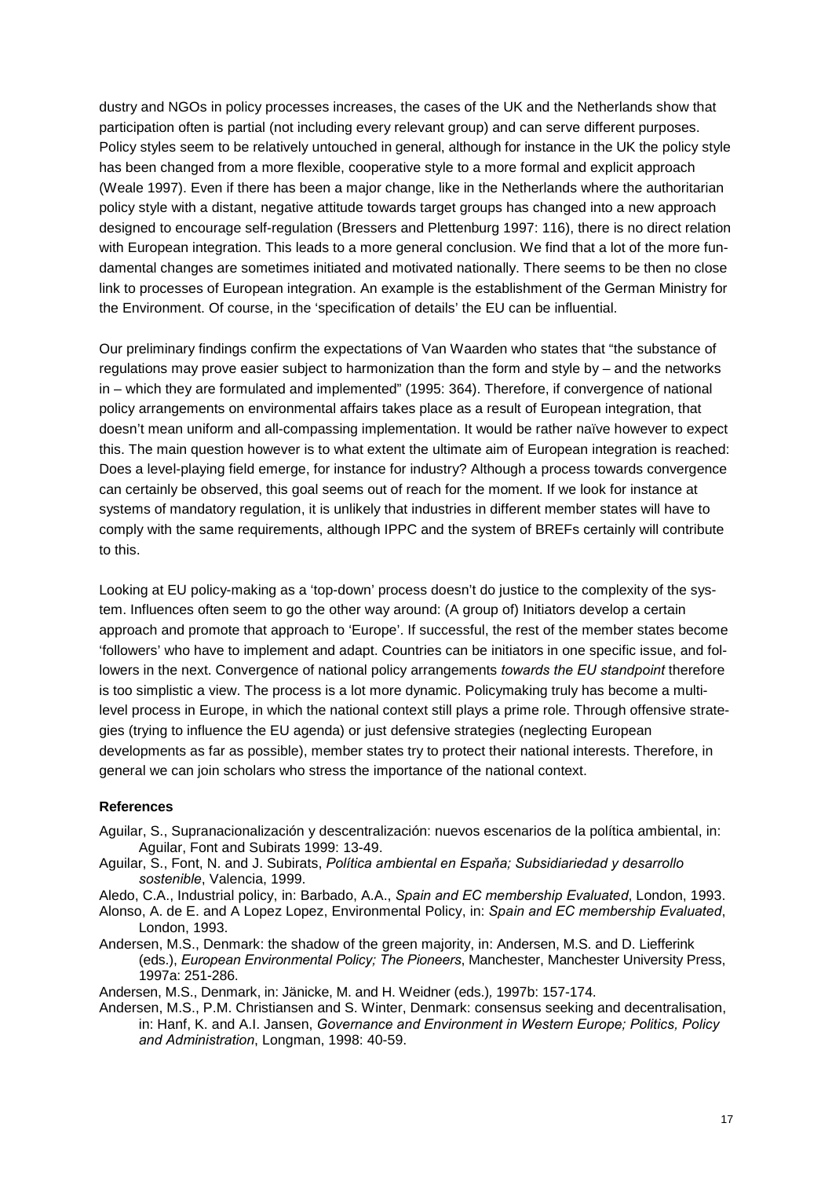dustry and NGOs in policy processes increases, the cases of the UK and the Netherlands show that participation often is partial (not including every relevant group) and can serve different purposes. Policy styles seem to be relatively untouched in general, although for instance in the UK the policy style has been changed from a more flexible, cooperative style to a more formal and explicit approach (Weale 1997). Even if there has been a major change, like in the Netherlands where the authoritarian policy style with a distant, negative attitude towards target groups has changed into a new approach designed to encourage self-regulation (Bressers and Plettenburg 1997: 116), there is no direct relation with European integration. This leads to a more general conclusion. We find that a lot of the more fundamental changes are sometimes initiated and motivated nationally. There seems to be then no close link to processes of European integration. An example is the establishment of the German Ministry for the Environment. Of course, in the 'specification of details' the EU can be influential.

Our preliminary findings confirm the expectations of Van Waarden who states that "the substance of regulations may prove easier subject to harmonization than the form and style by – and the networks in – which they are formulated and implemented" (1995: 364). Therefore, if convergence of national policy arrangements on environmental affairs takes place as a result of European integration, that doesn't mean uniform and all-compassing implementation. It would be rather naïve however to expect this. The main question however is to what extent the ultimate aim of European integration is reached: Does a level-playing field emerge, for instance for industry? Although a process towards convergence can certainly be observed, this goal seems out of reach for the moment. If we look for instance at systems of mandatory regulation, it is unlikely that industries in different member states will have to comply with the same requirements, although IPPC and the system of BREFs certainly will contribute to this.

Looking at EU policy-making as a 'top-down' process doesn't do justice to the complexity of the system. Influences often seem to go the other way around: (A group of) Initiators develop a certain approach and promote that approach to 'Europe'. If successful, the rest of the member states become 'followers' who have to implement and adapt. Countries can be initiators in one specific issue, and followers in the next. Convergence of national policy arrangements *towards the EU standpoint* therefore is too simplistic a view. The process is a lot more dynamic. Policymaking truly has become a multi-level process in Europe, in which the national context still plays a prime role. Through offensive strategies (trying to influence the EU agenda) or just defensive strategies (neglecting European developments as far as possible), member states try to protect their national interests. Therefore, in general we can join scholars who stress the importance of the national context.

### References

Aguilar, S., Supranacionalización y descentralización: nuevos escenarios de la política ambiental, in: Aguilar, Font and Subirats 1999: 13-49.

Aguilar, S., Font, N. and J. Subirats, *Política ambiental en Espaňa; Subsidiariedad y desarrollo sostenible*, Valencia, 1999.

Aledo, C.A., Industrial policy, in: Barbado, A.A., *Spain and EC membership Evaluated*, London, 1993.

Alonso, A. de E. and A Lopez Lopez, Environmental Policy, in: *Spain and EC membership Evaluated*, London, 1993.

Andersen, M.S., Denmark: the shadow of the green majority, in: Andersen, M.S. and D. Liefferink (eds.), *European Environmental Policy; The Pioneers*, Manchester, Manchester University Press, 1997a: 251-286.

Andersen, M.S., Denmark, in: Jänicke, M. and H. Weidner (eds.), 1997b: 157-174.

Andersen, M.S., P.M. Christiansen and S. Winter, Denmark: consensus seeking and decentralisation, in: Hanf, K. and A.I. Jansen, *Governance and Environment in Western Europe; Politics, Policy and Administration*, Longman, 1998: 40-59.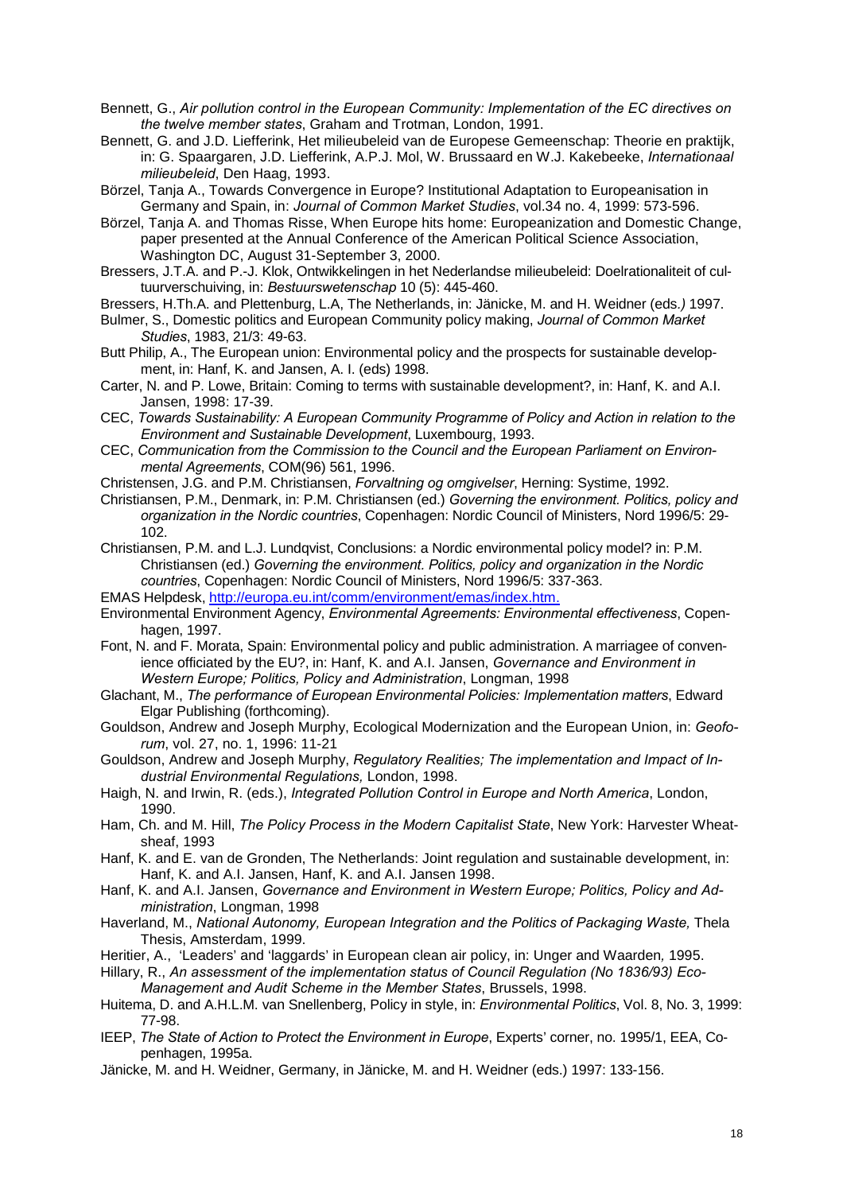Bennett, G., *Air pollution control in the European Community: Implementation of the EC directives on the twelve member states*, Graham and Trotman, London, 1991.

Bennett, G. and J.D. Liefferink, Het milieubeleid van de Europese Gemeenschap: Theorie en praktijk, in: G. Spaargaren, J.D. Liefferink, A.P.J. Mol, W. Brussaard en W.J. Kakebeeke, *Internationaal milieubeleid*, Den Haag, 1993.

Börzel, Tanja A., Towards Convergence in Europe? Institutional Adaptation to Europeanisation in Germany and Spain, in: *Journal of Common Market Studies*, vol.34 no. 4, 1999: 573-596.

Börzel, Tanja A. and Thomas Risse, When Europe hits home: Europeanization and Domestic Change, paper presented at the Annual Conference of the American Political Science Association, Washington DC, August 31-September 3, 2000.

Bressers, J.T.A. and P.-J. Klok, Ontwikkelingen in het Nederlandse milieubeleid: Doelrationaliteit of cultuurverschuiving, in: *Bestuurswetenschap* 10 (5): 445-460.

Bressers, H.Th.A. and Plettenburg, L.A, The Netherlands, in: Jänicke, M. and H. Weidner (eds*.)* 1997.

Bulmer, S., Domestic politics and European Community policy making, *Journal of Common Market Studies*, 1983, 21/3: 49-63.

Butt Philip, A., The European union: Environmental policy and the prospects for sustainable development, in: Hanf, K. and Jansen, A. I. (eds) 1998.

Carter, N. and P. Lowe, Britain: Coming to terms with sustainable development?, in: Hanf, K. and A.I. Jansen, 1998: 17-39.

CEC, *Towards Sustainability: A European Community Programme of Policy and Action in relation to the Environment and Sustainable Development*, Luxembourg, 1993.

CEC, *Communication from the Commission to the Council and the European Parliament on Environmental Agreements*, COM(96) 561, 1996.

Christensen, J.G. and P.M. Christiansen, *Forvaltning og omgivelser*, Herning: Systime, 1992.

Christiansen, P.M., Denmark, in: P.M. Christiansen (ed.) *Governing the environment. Politics, policy and organization in the Nordic countries*, Copenhagen: Nordic Council of Ministers, Nord 1996/5: 29-102.

Christiansen, P.M. and L.J. Lundqvist, Conclusions: a Nordic environmental policy model? in: P.M. Christiansen (ed.) *Governing the environment. Politics, policy and organization in the Nordic countries*, Copenhagen: Nordic Council of Ministers, Nord 1996/5: 337-363.

EMAS Helpdesk, http://europa.eu.int/comm/environment/emas/index.htm.

Environmental Environment Agency, *Environmental Agreements: Environmental effectiveness*, Copenhagen, 1997.

Font, N. and F. Morata, Spain: Environmental policy and public administration. A marriagee of convenience officiated by the EU?, in: Hanf, K. and A.I. Jansen, *Governance and Environment in Western Europe; Politics, Policy and Administration*, Longman, 1998

Glachant, M., *The performance of European Environmental Policies: Implementation matters*, Edward Elgar Publishing (forthcoming).

Gouldson, Andrew and Joseph Murphy, Ecological Modernization and the European Union, in: *Geoforum*, vol. 27, no. 1, 1996: 11-21

Gouldson, Andrew and Joseph Murphy, *Regulatory Realities; The implementation and Impact of Industrial Environmental Regulations,* London, 1998.

Haigh, N. and Irwin, R. (eds.), *Integrated Pollution Control in Europe and North America*, London, 1990.

Ham, Ch. and M. Hill, *The Policy Process in the Modern Capitalist State*, New York: Harvester Wheatsheaf, 1993

Hanf, K. and E. van de Gronden, The Netherlands: Joint regulation and sustainable development, in: Hanf, K. and A.I. Jansen, Hanf, K. and A.I. Jansen 1998.

Hanf, K. and A.I. Jansen, *Governance and Environment in Western Europe; Politics, Policy and Administration*, Longman, 1998

Haverland, M., *National Autonomy, European Integration and the Politics of Packaging Waste,* Thela Thesis, Amsterdam, 1999.

Heritier, A., 'Leaders' and 'laggards' in European clean air policy, in: Unger and Waarden*,* 1995.

Hillary, R., *An assessment of the implementation status of Council Regulation (No 1836/93) Eco-Management and Audit Scheme in the Member States*, Brussels, 1998.

Huitema, D. and A.H.L.M. van Snellenberg, Policy in style, in: *Environmental Politics*, Vol. 8, No. 3, 1999: 77-98.

IEEP, *The State of Action to Protect the Environment in Europe*, Experts' corner, no. 1995/1, EEA, Copenhagen, 1995a.

Jänicke, M. and H. Weidner, Germany, in Jänicke, M. and H. Weidner (eds.) 1997: 133-156.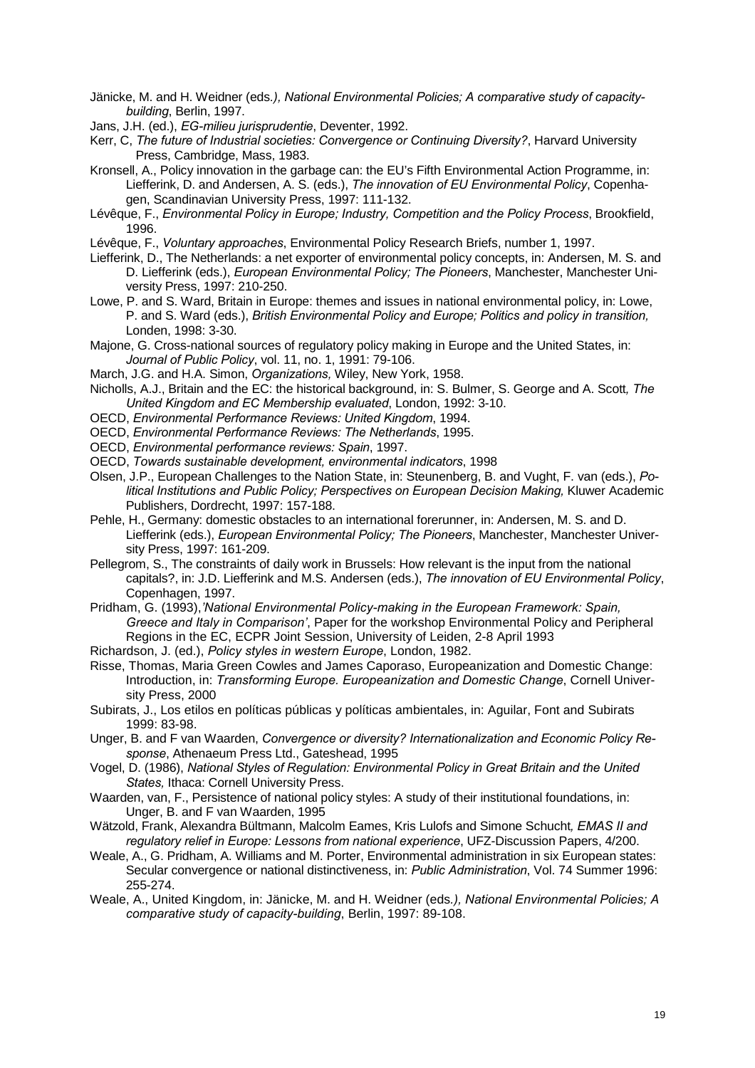Jänicke, M. and H. Weidner (eds*.), National Environmental Policies; A comparative study of capacity-building*, Berlin, 1997.

Jans, J.H. (ed.), *EG-milieu jurisprudentie*, Deventer, 1992.

Kerr, C, *The future of Industrial societies: Convergence or Continuing Diversity?*, Harvard University Press, Cambridge, Mass, 1983.

Kronsell, A., Policy innovation in the garbage can: the EU's Fifth Environmental Action Programme, in: Liefferink, D. and Andersen, A. S. (eds.), *The innovation of EU Environmental Policy*, Copenhagen, Scandinavian University Press, 1997: 111-132.

Lévêque, F., *Environmental Policy in Europe; Industry, Competition and the Policy Process*, Brookfield, 1996.

Lévêque, F., *Voluntary approaches*, Environmental Policy Research Briefs, number 1, 1997.

Liefferink, D., The Netherlands: a net exporter of environmental policy concepts, in: Andersen, M. S. and D. Liefferink (eds.), *European Environmental Policy; The Pioneers*, Manchester, Manchester University Press, 1997: 210-250.

Lowe, P. and S. Ward, Britain in Europe: themes and issues in national environmental policy, in: Lowe, P. and S. Ward (eds.), *British Environmental Policy and Europe; Politics and policy in transition,* Londen, 1998: 3-30.

Majone, G. Cross-national sources of regulatory policy making in Europe and the United States, in: *Journal of Public Policy*, vol. 11, no. 1, 1991: 79-106.

March, J.G. and H.A. Simon, *Organizations,* Wiley, New York, 1958.

Nicholls, A.J., Britain and the EC: the historical background, in: S. Bulmer, S. George and A. Scott*, The United Kingdom and EC Membership evaluated*, London, 1992: 3-10.

OECD, *Environmental Performance Reviews: United Kingdom*, 1994.

OECD, *Environmental Performance Reviews: The Netherlands*, 1995.

OECD, *Environmental performance reviews: Spain*, 1997.

OECD, *Towards sustainable development, environmental indicators*, 1998

Olsen, J.P., European Challenges to the Nation State, in: Steunenberg, B. and Vught, F. van (eds.), *Political Institutions and Public Policy; Perspectives on European Decision Making,* Kluwer Academic Publishers, Dordrecht, 1997: 157-188.

Pehle, H., Germany: domestic obstacles to an international forerunner, in: Andersen, M. S. and D. Liefferink (eds.), *European Environmental Policy; The Pioneers*, Manchester, Manchester University Press, 1997: 161-209.

Pellegrom, S., The constraints of daily work in Brussels: How relevant is the input from the national capitals?, in: J.D. Liefferink and M.S. Andersen (eds.), *The innovation of EU Environmental Policy*, Copenhagen, 1997.

Pridham, G. (1993),*'National Environmental Policy-making in the European Framework: Spain, Greece and Italy in Comparison'*, Paper for the workshop Environmental Policy and Peripheral Regions in the EC, ECPR Joint Session, University of Leiden, 2-8 April 1993

Richardson, J. (ed.), *Policy styles in western Europe*, London, 1982.

Risse, Thomas, Maria Green Cowles and James Caporaso, Europeanization and Domestic Change: Introduction, in: *Transforming Europe. Europeanization and Domestic Change*, Cornell University Press, 2000

Subirats, J., Los etilos en políticas públicas y políticas ambientales, in: Aguilar, Font and Subirats 1999: 83-98.

Unger, B. and F van Waarden, *Convergence or diversity? Internationalization and Economic Policy Response*, Athenaeum Press Ltd., Gateshead, 1995

Vogel, D. (1986), *National Styles of Regulation: Environmental Policy in Great Britain and the United States,* Ithaca: Cornell University Press.

Waarden, van, F., Persistence of national policy styles: A study of their institutional foundations, in: Unger, B. and F van Waarden, 1995

Wätzold, Frank, Alexandra Bültmann, Malcolm Eames, Kris Lulofs and Simone Schucht*, EMAS II and regulatory relief in Europe: Lessons from national experience*, UFZ-Discussion Papers, 4/200.

Weale, A., G. Pridham, A. Williams and M. Porter, Environmental administration in six European states: Secular convergence or national distinctiveness, in: *Public Administration*, Vol. 74 Summer 1996: 255-274.

Weale, A., United Kingdom, in: Jänicke, M. and H. Weidner (eds*.), National Environmental Policies; A comparative study of capacity-building*, Berlin, 1997: 89-108.